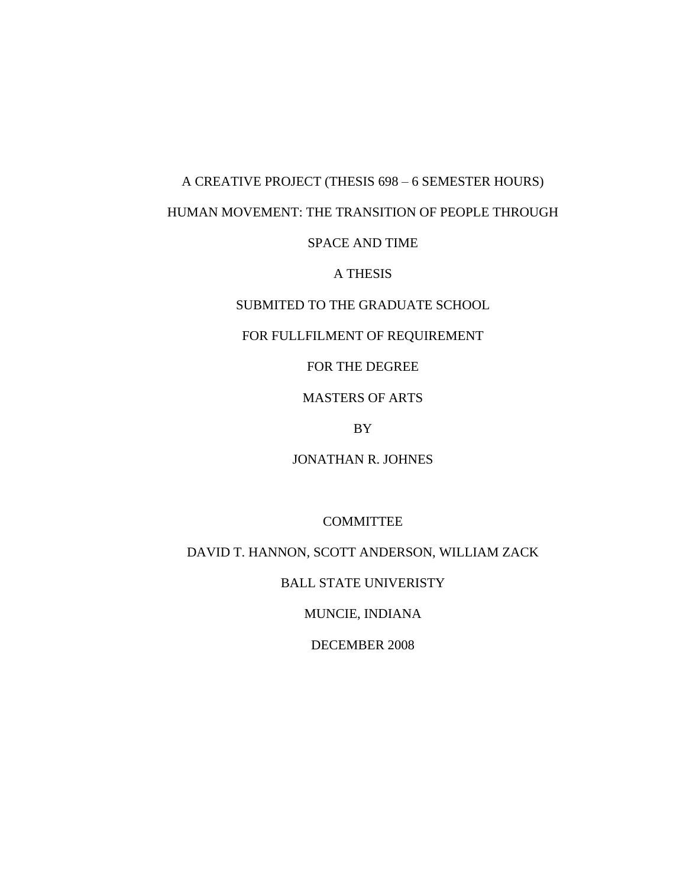A CREATIVE PROJECT (THESIS 698 – 6 SEMESTER HOURS)

# HUMAN MOVEMENT: THE TRANSITION OF PEOPLE THROUGH SPACE AND TIME

A THESIS

SUBMITED TO THE GRADUATE SCHOOL

FOR FULLFILMENT OF REQUIREMENT

FOR THE DEGREE

MASTERS OF ARTS

BY

JONATHAN R. JOHNES

COMMITTEE

DAVID T. HANNON, SCOTT ANDERSON, WILLIAM ZACK

BALL STATE UNIVERISTY

MUNCIE, INDIANA

DECEMBER 2008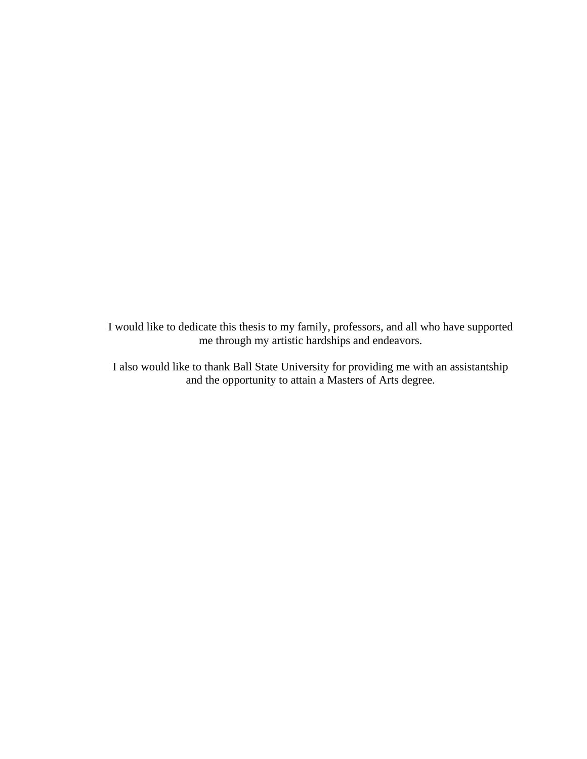I would like to dedicate this thesis to my family, professors, and all who have supported me through my artistic hardships and endeavors.

I also would like to thank Ball State University for providing me with an assistantship and the opportunity to attain a Masters of Arts degree.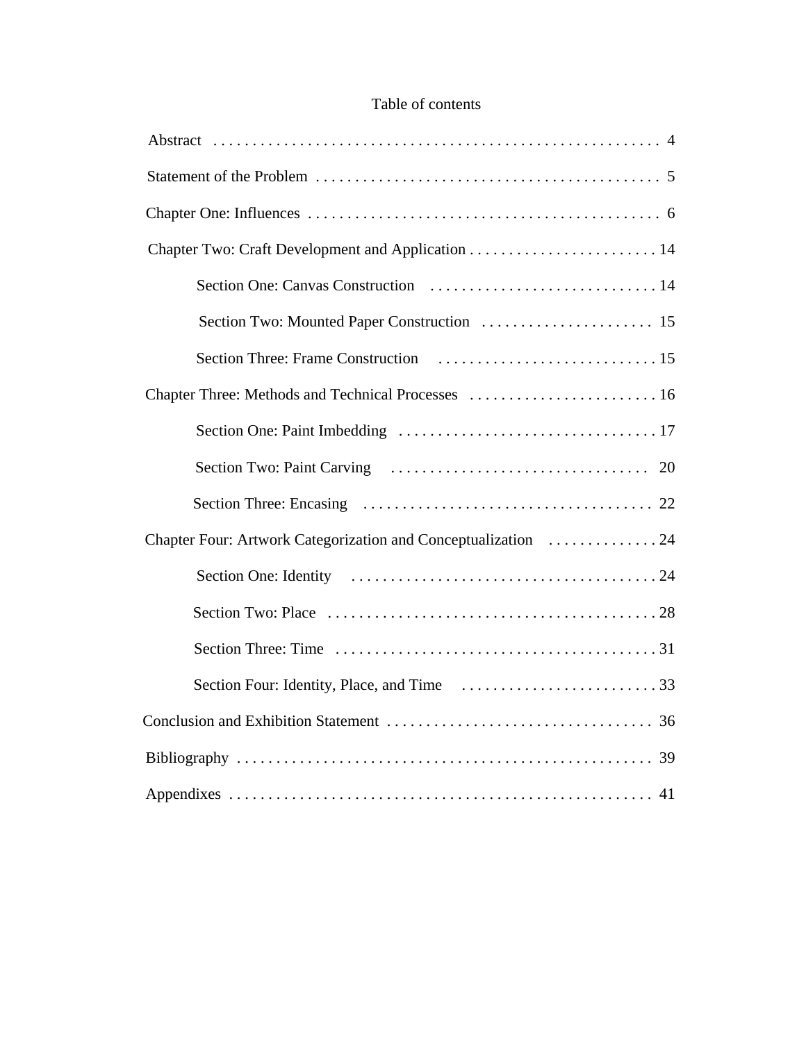# Table of contents

Abstract . . . . . . . . . . . . . . . . . . . . . . . . . . . . . . . . . . . . . . . . . . . . . . . . . . . . . . 4

Statement of the Problem . . . . . . . . . . . . . . . . . . . . . . . . . . . . . . . . . . . . . . . . . . . 5

Chapter One: Influences . . . . . . . . . . . . . . . . . . . . . . . . . . . . . . . . . . . . . . . . . . . . 6

Chapter Two: Craft Development and Application . . . . . . . . . . . . . . . . . . . . . . . . . 14

- Section One: Canvas Construction . . . . . . . . . . . . . . . . . . . . . . . . . . . . . 14
- Section Two: Mounted Paper Construction . . . . . . . . . . . . . . . . . . . . . . 15
- Section Three: Frame Construction . . . . . . . . . . . . . . . . . . . . . . . . . . . . 15

Chapter Three: Methods and Technical Processes . . . . . . . . . . . . . . . . . . . . . . . . . 16

- Section One: Paint Imbedding . . . . . . . . . . . . . . . . . . . . . . . . . . . . . . . . . 17
- Section Two: Paint Carving . . . . . . . . . . . . . . . . . . . . . . . . . . . . . . . . . 20
- Section Three: Encasing . . . . . . . . . . . . . . . . . . . . . . . . . . . . . . . . . . . . 22

Chapter Four: Artwork Categorization and Conceptualization . . . . . . . . . . . . . . 24

- Section One: Identity . . . . . . . . . . . . . . . . . . . . . . . . . . . . . . . . . . . . . . . 24
- Section Two: Place . . . . . . . . . . . . . . . . . . . . . . . . . . . . . . . . . . . . . . . . . . 28
- Section Three: Time . . . . . . . . . . . . . . . . . . . . . . . . . . . . . . . . . . . . . . . . . 31
- Section Four: Identity, Place, and Time . . . . . . . . . . . . . . . . . . . . . . . . . 33

Conclusion and Exhibition Statement . . . . . . . . . . . . . . . . . . . . . . . . . . . . . . . . . . 36

Bibliography . . . . . . . . . . . . . . . . . . . . . . . . . . . . . . . . . . . . . . . . . . . . . . . . . . . . 39

Appendixes . . . . . . . . . . . . . . . . . . . . . . . . . . . . . . . . . . . . . . . . . . . . . . . . . . . . . 41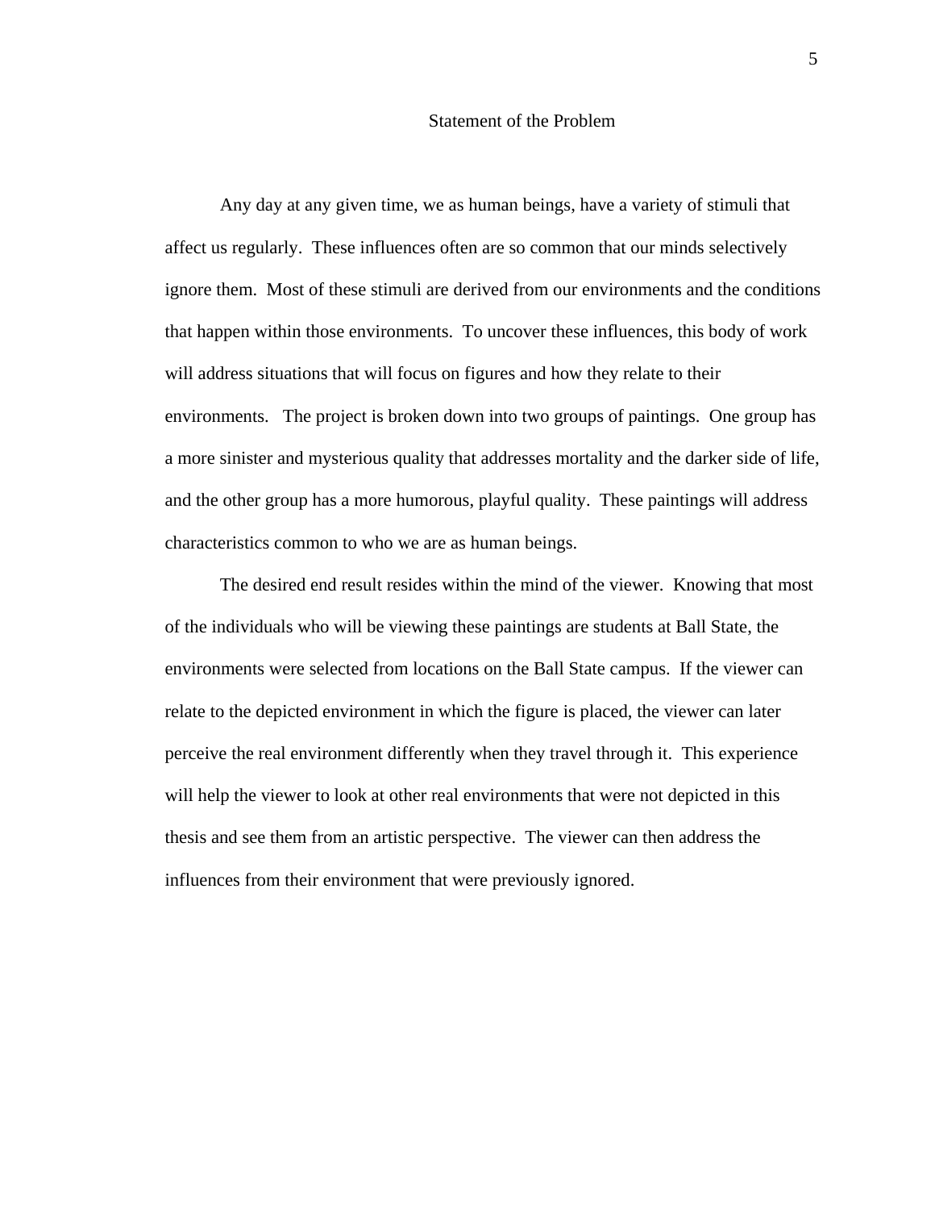## Statement of the Problem

Any day at any given time, we as human beings, have a variety of stimuli that affect us regularly. These influences often are so common that our minds selectively ignore them. Most of these stimuli are derived from our environments and the conditions that happen within those environments. To uncover these influences, this body of work will address situations that will focus on figures and how they relate to their environments. The project is broken down into two groups of paintings. One group has a more sinister and mysterious quality that addresses mortality and the darker side of life, and the other group has a more humorous, playful quality. These paintings will address characteristics common to who we are as human beings.

The desired end result resides within the mind of the viewer. Knowing that most of the individuals who will be viewing these paintings are students at Ball State, the environments were selected from locations on the Ball State campus. If the viewer can relate to the depicted environment in which the figure is placed, the viewer can later perceive the real environment differently when they travel through it. This experience will help the viewer to look at other real environments that were not depicted in this thesis and see them from an artistic perspective. The viewer can then address the influences from their environment that were previously ignored.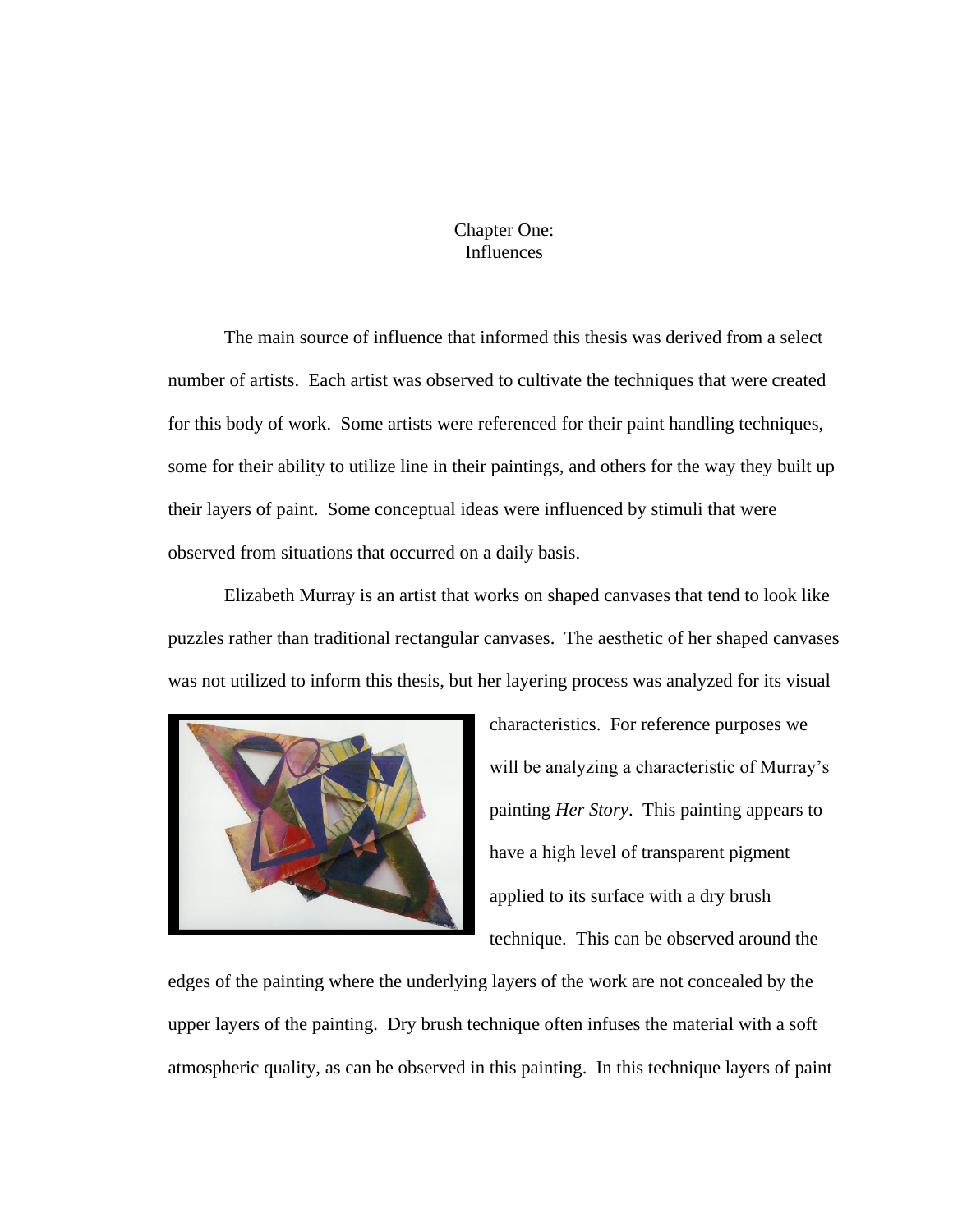# Chapter One:
# Influences

The main source of influence that informed this thesis was derived from a select number of artists. Each artist was observed to cultivate the techniques that were created for this body of work. Some artists were referenced for their paint handling techniques, some for their ability to utilize line in their paintings, and others for the way they built up their layers of paint. Some conceptual ideas were influenced by stimuli that were observed from situations that occurred on a daily basis.

Elizabeth Murray is an artist that works on shaped canvases that tend to look like puzzles rather than traditional rectangular canvases. The aesthetic of her shaped canvases was not utilized to inform this thesis, but her layering process was analyzed for its visual characteristics. For reference purposes we will be analyzing a characteristic of Murray's painting *Her Story*. This painting appears to have a high level of transparent pigment applied to its surface with a dry brush technique. This can be observed around the edges of the painting where the underlying layers of the work are not concealed by the upper layers of the painting. Dry brush technique often infuses the material with a soft atmospheric quality, as can be observed in this painting. In this technique layers of paint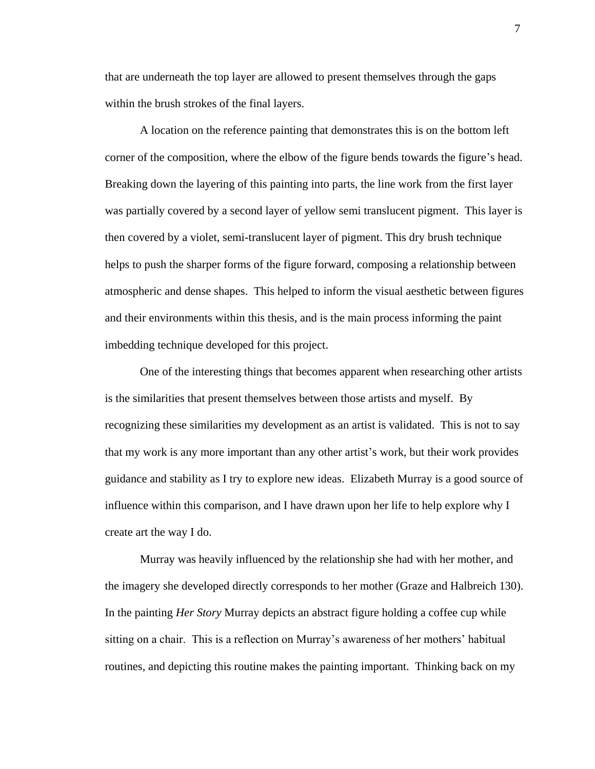that are underneath the top layer are allowed to present themselves through the gaps within the brush strokes of the final layers.

A location on the reference painting that demonstrates this is on the bottom left corner of the composition, where the elbow of the figure bends towards the figure's head. Breaking down the layering of this painting into parts, the line work from the first layer was partially covered by a second layer of yellow semi translucent pigment. This layer is then covered by a violet, semi-translucent layer of pigment. This dry brush technique helps to push the sharper forms of the figure forward, composing a relationship between atmospheric and dense shapes. This helped to inform the visual aesthetic between figures and their environments within this thesis, and is the main process informing the paint imbedding technique developed for this project.

One of the interesting things that becomes apparent when researching other artists is the similarities that present themselves between those artists and myself. By recognizing these similarities my development as an artist is validated. This is not to say that my work is any more important than any other artist's work, but their work provides guidance and stability as I try to explore new ideas. Elizabeth Murray is a good source of influence within this comparison, and I have drawn upon her life to help explore why I create art the way I do.

Murray was heavily influenced by the relationship she had with her mother, and the imagery she developed directly corresponds to her mother (Graze and Halbreich 130). In the painting *Her Story* Murray depicts an abstract figure holding a coffee cup while sitting on a chair. This is a reflection on Murray's awareness of her mothers' habitual routines, and depicting this routine makes the painting important. Thinking back on my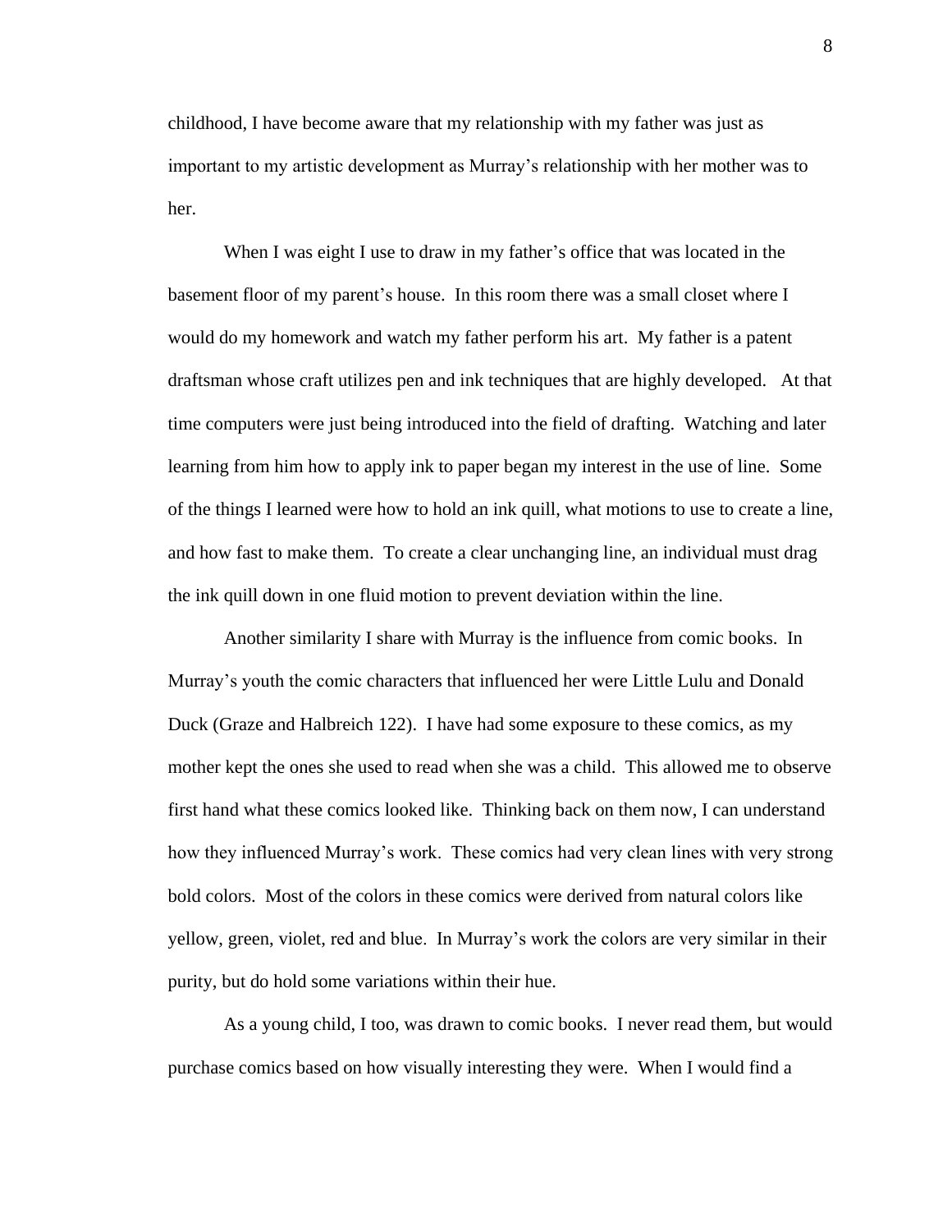childhood, I have become aware that my relationship with my father was just as important to my artistic development as Murray's relationship with her mother was to her.

When I was eight I use to draw in my father's office that was located in the basement floor of my parent's house. In this room there was a small closet where I would do my homework and watch my father perform his art. My father is a patent draftsman whose craft utilizes pen and ink techniques that are highly developed. At that time computers were just being introduced into the field of drafting. Watching and later learning from him how to apply ink to paper began my interest in the use of line. Some of the things I learned were how to hold an ink quill, what motions to use to create a line, and how fast to make them. To create a clear unchanging line, an individual must drag the ink quill down in one fluid motion to prevent deviation within the line.

Another similarity I share with Murray is the influence from comic books. In Murray's youth the comic characters that influenced her were Little Lulu and Donald Duck (Graze and Halbreich 122). I have had some exposure to these comics, as my mother kept the ones she used to read when she was a child. This allowed me to observe first hand what these comics looked like. Thinking back on them now, I can understand how they influenced Murray's work. These comics had very clean lines with very strong bold colors. Most of the colors in these comics were derived from natural colors like yellow, green, violet, red and blue. In Murray's work the colors are very similar in their purity, but do hold some variations within their hue.

As a young child, I too, was drawn to comic books. I never read them, but would purchase comics based on how visually interesting they were. When I would find a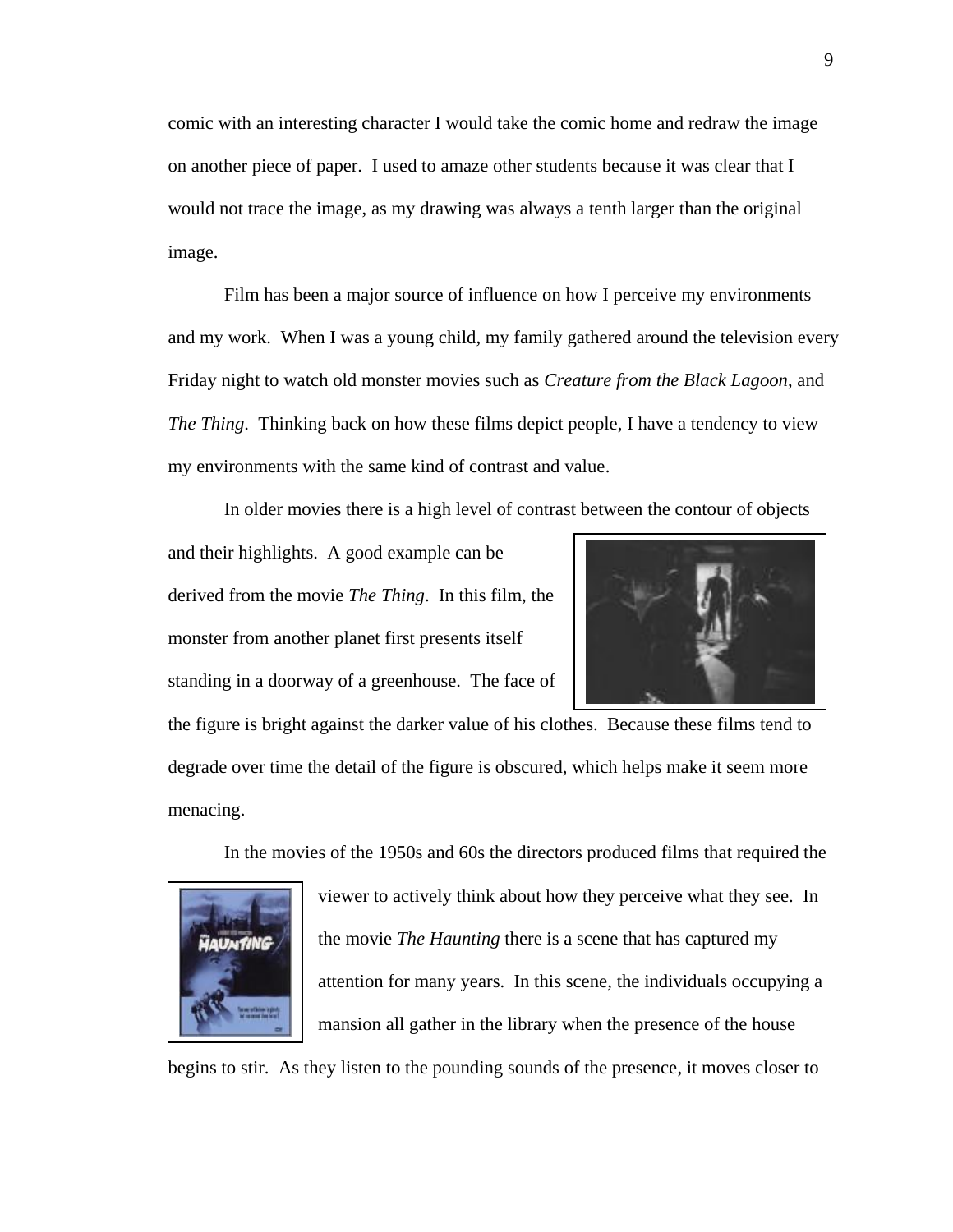comic with an interesting character I would take the comic home and redraw the image on another piece of paper. I used to amaze other students because it was clear that I would not trace the image, as my drawing was always a tenth larger than the original image.

Film has been a major source of influence on how I perceive my environments and my work. When I was a young child, my family gathered around the television every Friday night to watch old monster movies such as *Creature from the Black Lagoon*, and *The Thing*. Thinking back on how these films depict people, I have a tendency to view my environments with the same kind of contrast and value.

In older movies there is a high level of contrast between the contour of objects and their highlights. A good example can be derived from the movie *The Thing*. In this film, the monster from another planet first presents itself standing in a doorway of a greenhouse. The face of the figure is bright against the darker value of his clothes. Because these films tend to degrade over time the detail of the figure is obscured, which helps make it seem more menacing.

In the movies of the 1950s and 60s the directors produced films that required the viewer to actively think about how they perceive what they see. In the movie *The Haunting* there is a scene that has captured my attention for many years. In this scene, the individuals occupying a mansion all gather in the library when the presence of the house begins to stir. As they listen to the pounding sounds of the presence, it moves closer to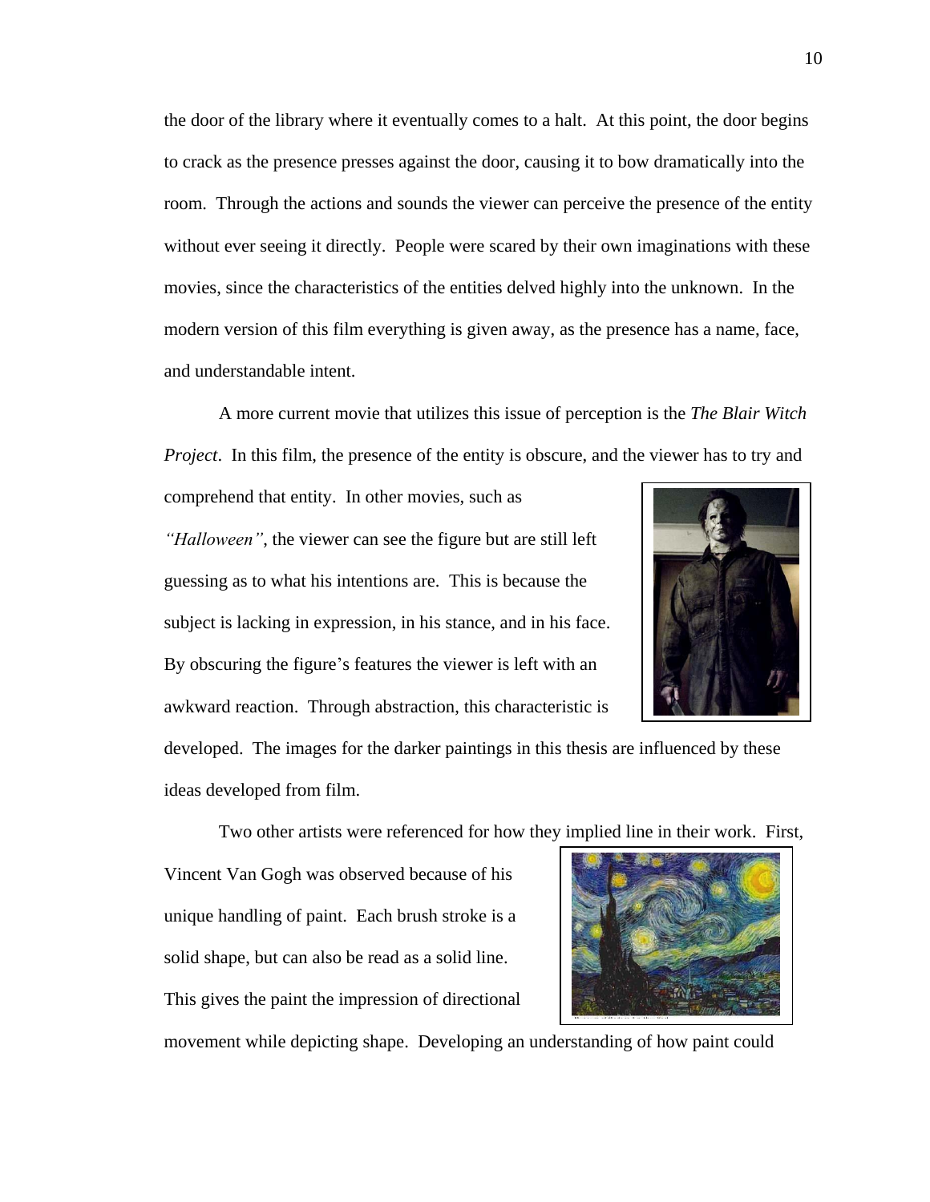the door of the library where it eventually comes to a halt. At this point, the door begins to crack as the presence presses against the door, causing it to bow dramatically into the room. Through the actions and sounds the viewer can perceive the presence of the entity without ever seeing it directly. People were scared by their own imaginations with these movies, since the characteristics of the entities delved highly into the unknown. In the modern version of this film everything is given away, as the presence has a name, face, and understandable intent.

A more current movie that utilizes this issue of perception is the *The Blair Witch Project*. In this film, the presence of the entity is obscure, and the viewer has to try and comprehend that entity. In other movies, such as *"Halloween"*, the viewer can see the figure but are still left guessing as to what his intentions are. This is because the subject is lacking in expression, in his stance, and in his face. By obscuring the figure's features the viewer is left with an awkward reaction. Through abstraction, this characteristic is developed. The images for the darker paintings in this thesis are influenced by these ideas developed from film.

Two other artists were referenced for how they implied line in their work. First, Vincent Van Gogh was observed because of his unique handling of paint. Each brush stroke is a solid shape, but can also be read as a solid line. This gives the paint the impression of directional movement while depicting shape. Developing an understanding of how paint could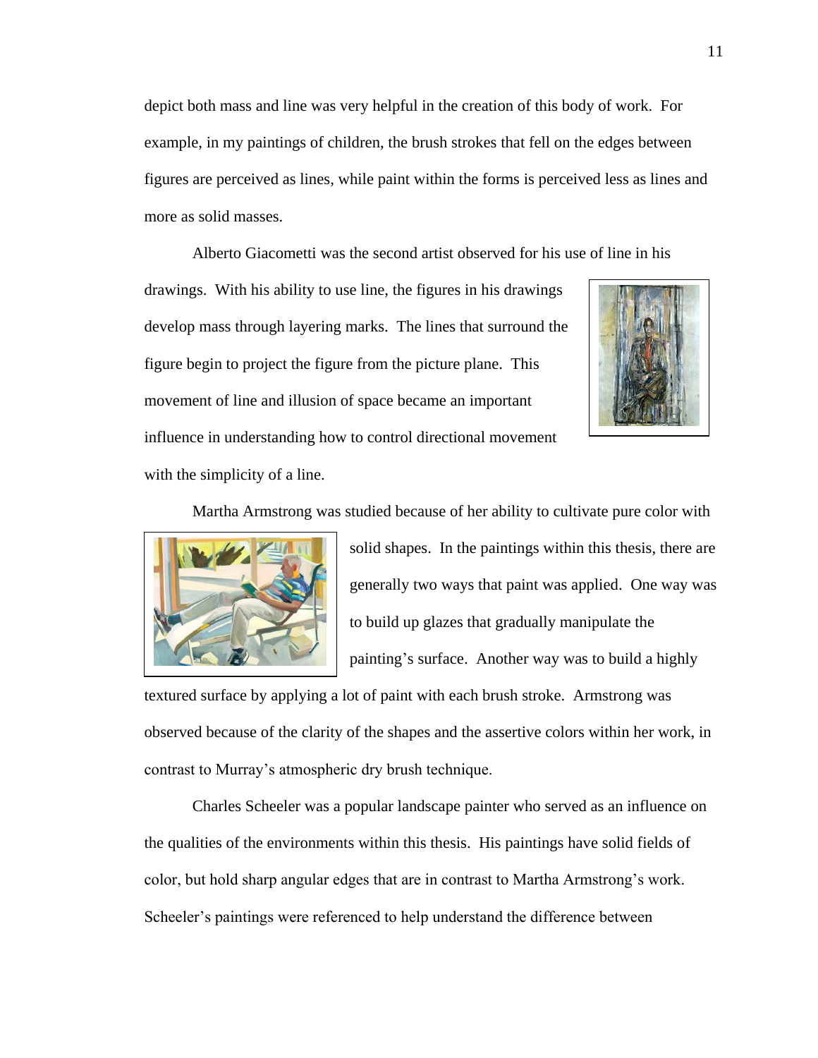depict both mass and line was very helpful in the creation of this body of work. For example, in my paintings of children, the brush strokes that fell on the edges between figures are perceived as lines, while paint within the forms is perceived less as lines and more as solid masses.

Alberto Giacometti was the second artist observed for his use of line in his drawings. With his ability to use line, the figures in his drawings develop mass through layering marks. The lines that surround the figure begin to project the figure from the picture plane. This movement of line and illusion of space became an important influence in understanding how to control directional movement with the simplicity of a line.

Martha Armstrong was studied because of her ability to cultivate pure color with solid shapes. In the paintings within this thesis, there are generally two ways that paint was applied. One way was to build up glazes that gradually manipulate the painting's surface. Another way was to build a highly textured surface by applying a lot of paint with each brush stroke. Armstrong was observed because of the clarity of the shapes and the assertive colors within her work, in contrast to Murray's atmospheric dry brush technique.

Charles Scheeler was a popular landscape painter who served as an influence on the qualities of the environments within this thesis. His paintings have solid fields of color, but hold sharp angular edges that are in contrast to Martha Armstrong's work. Scheeler's paintings were referenced to help understand the difference between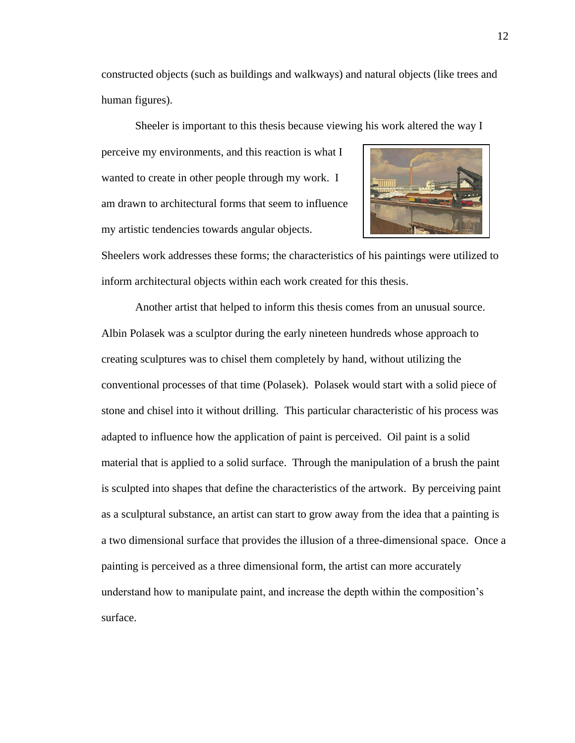constructed objects (such as buildings and walkways) and natural objects (like trees and human figures).

Sheeler is important to this thesis because viewing his work altered the way I perceive my environments, and this reaction is what I wanted to create in other people through my work. I am drawn to architectural forms that seem to influence my artistic tendencies towards angular objects. Sheelers work addresses these forms; the characteristics of his paintings were utilized to inform architectural objects within each work created for this thesis.

Another artist that helped to inform this thesis comes from an unusual source. Albin Polasek was a sculptor during the early nineteen hundreds whose approach to creating sculptures was to chisel them completely by hand, without utilizing the conventional processes of that time (Polasek). Polasek would start with a solid piece of stone and chisel into it without drilling. This particular characteristic of his process was adapted to influence how the application of paint is perceived. Oil paint is a solid material that is applied to a solid surface. Through the manipulation of a brush the paint is sculpted into shapes that define the characteristics of the artwork. By perceiving paint as a sculptural substance, an artist can start to grow away from the idea that a painting is a two dimensional surface that provides the illusion of a three-dimensional space. Once a painting is perceived as a three dimensional form, the artist can more accurately understand how to manipulate paint, and increase the depth within the composition's surface.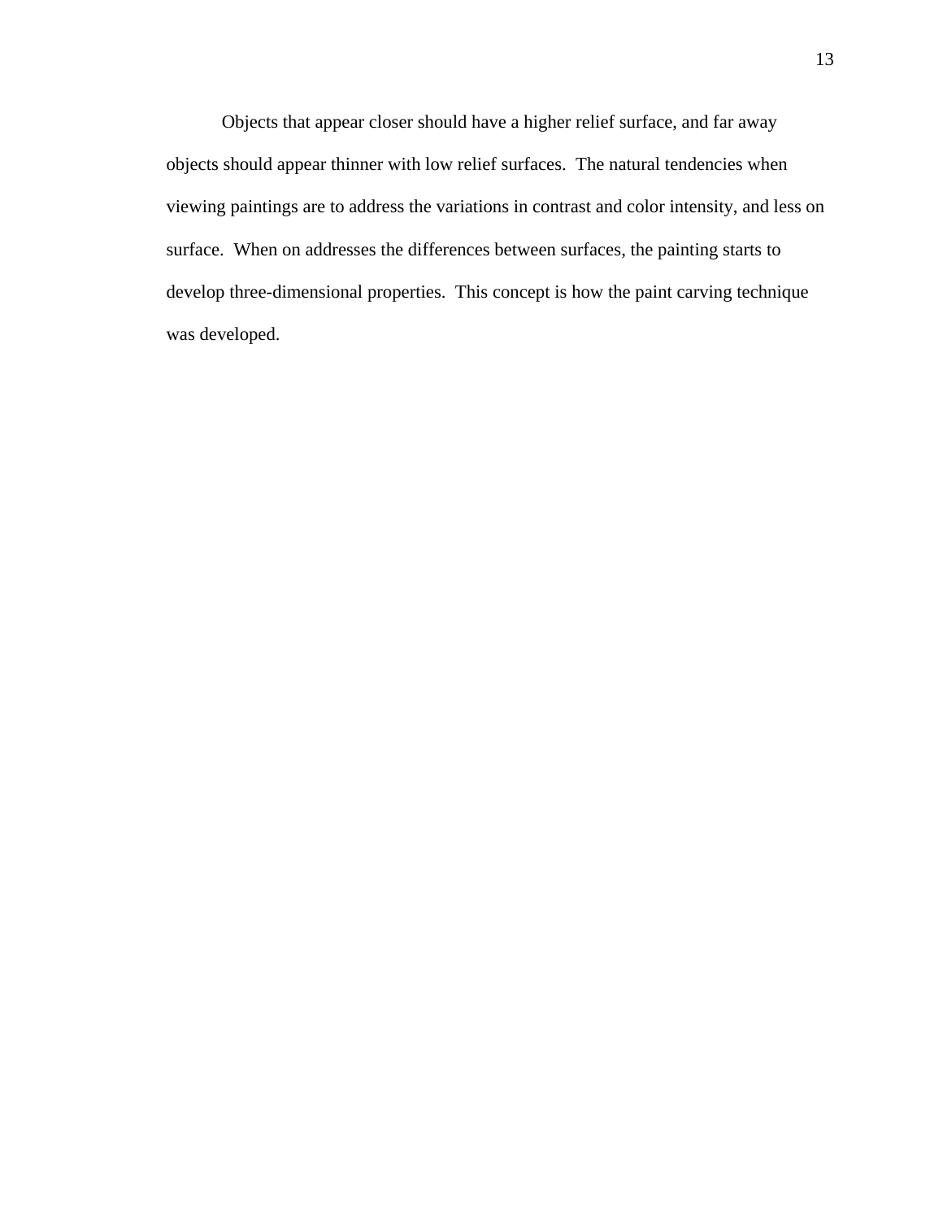Objects that appear closer should have a higher relief surface, and far away objects should appear thinner with low relief surfaces.  The natural tendencies when viewing paintings are to address the variations in contrast and color intensity, and less on surface.  When on addresses the differences between surfaces, the painting starts to develop three-dimensional properties.  This concept is how the paint carving technique was developed.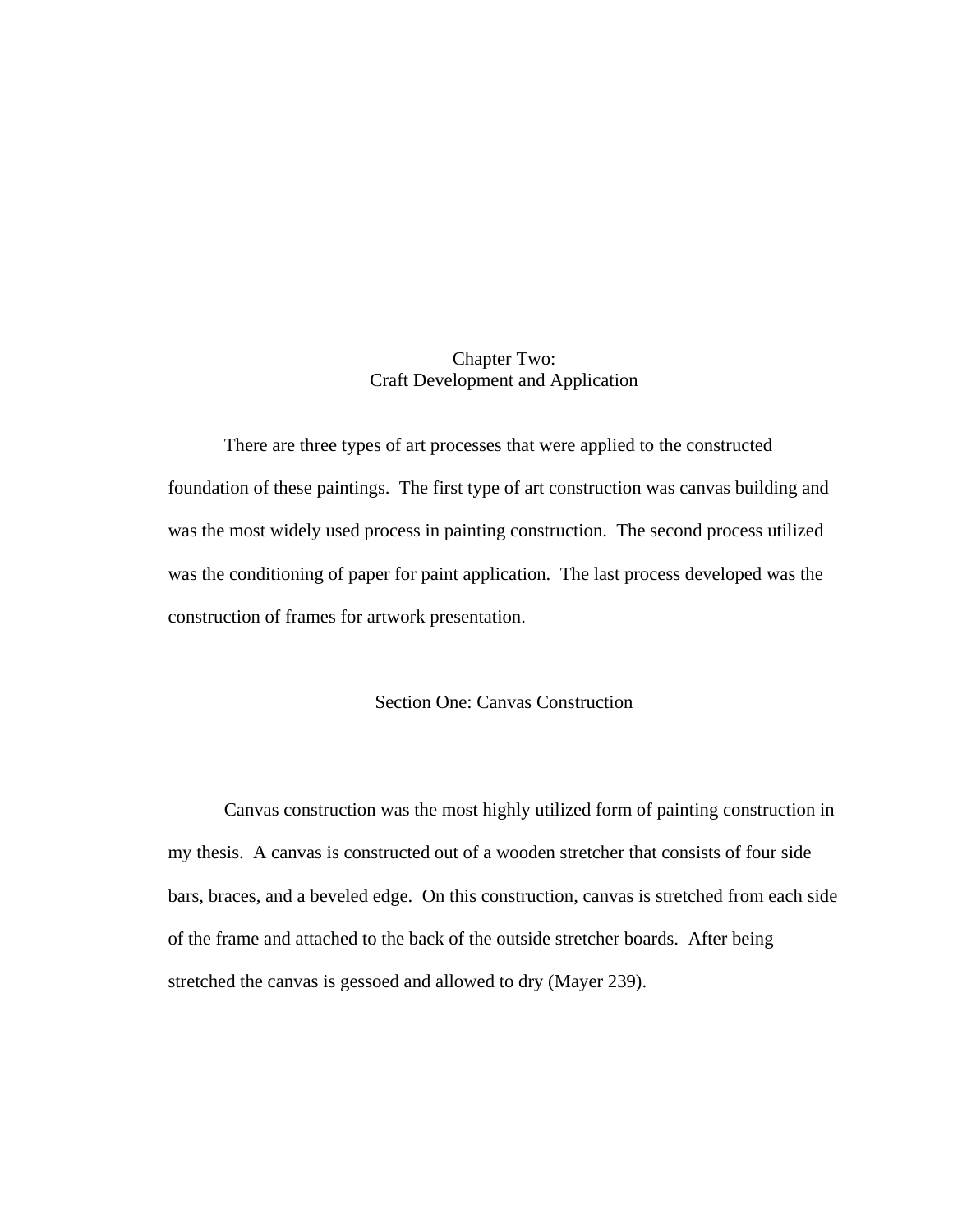# Chapter Two:
# Craft Development and Application

There are three types of art processes that were applied to the constructed foundation of these paintings. The first type of art construction was canvas building and was the most widely used process in painting construction. The second process utilized was the conditioning of paper for paint application. The last process developed was the construction of frames for artwork presentation.

## Section One: Canvas Construction

Canvas construction was the most highly utilized form of painting construction in my thesis. A canvas is constructed out of a wooden stretcher that consists of four side bars, braces, and a beveled edge. On this construction, canvas is stretched from each side of the frame and attached to the back of the outside stretcher boards. After being stretched the canvas is gessoed and allowed to dry (Mayer 239).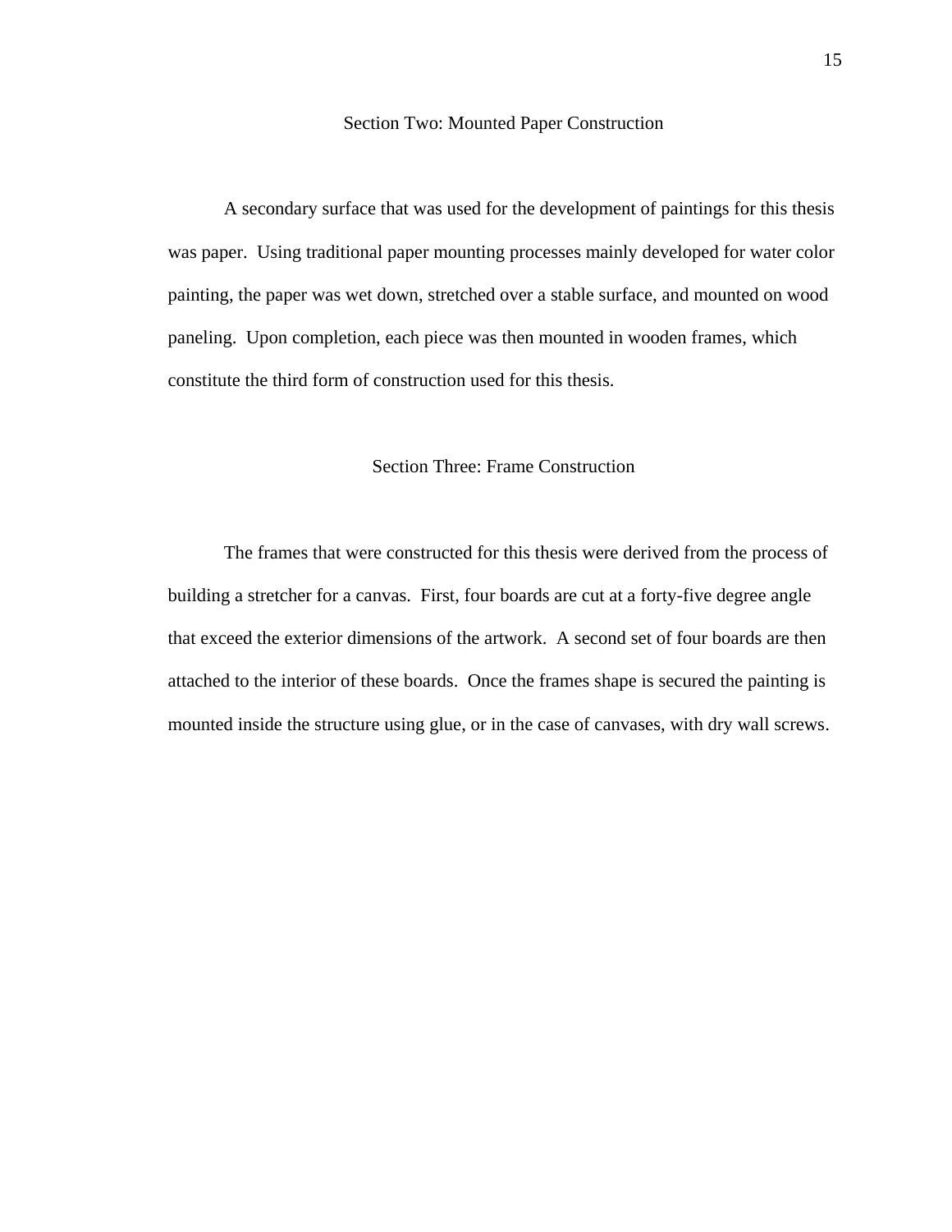## Section Two: Mounted Paper Construction

A secondary surface that was used for the development of paintings for this thesis was paper. Using traditional paper mounting processes mainly developed for water color painting, the paper was wet down, stretched over a stable surface, and mounted on wood paneling. Upon completion, each piece was then mounted in wooden frames, which constitute the third form of construction used for this thesis.

## Section Three: Frame Construction

The frames that were constructed for this thesis were derived from the process of building a stretcher for a canvas. First, four boards are cut at a forty-five degree angle that exceed the exterior dimensions of the artwork. A second set of four boards are then attached to the interior of these boards. Once the frames shape is secured the painting is mounted inside the structure using glue, or in the case of canvases, with dry wall screws.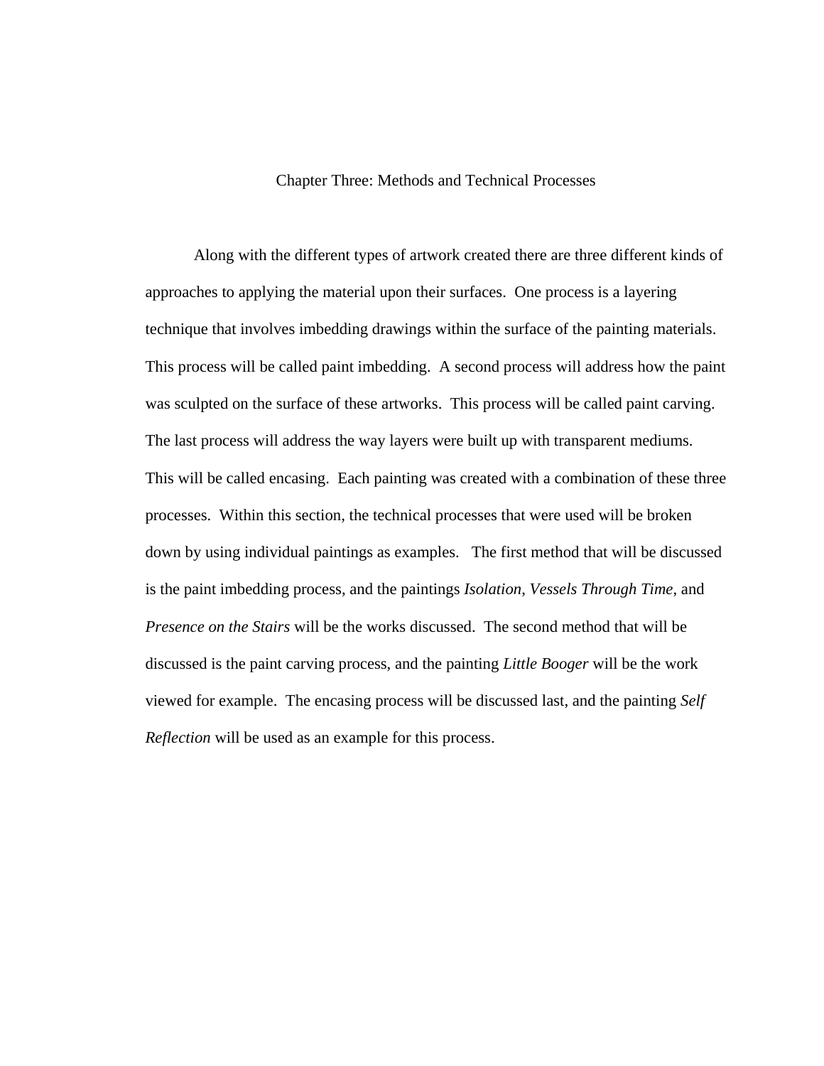# Chapter Three: Methods and Technical Processes

Along with the different types of artwork created there are three different kinds of approaches to applying the material upon their surfaces. One process is a layering technique that involves imbedding drawings within the surface of the painting materials. This process will be called paint imbedding. A second process will address how the paint was sculpted on the surface of these artworks. This process will be called paint carving. The last process will address the way layers were built up with transparent mediums. This will be called encasing. Each painting was created with a combination of these three processes. Within this section, the technical processes that were used will be broken down by using individual paintings as examples. The first method that will be discussed is the paint imbedding process, and the paintings *Isolation*, *Vessels Through Time*, and *Presence on the Stairs* will be the works discussed. The second method that will be discussed is the paint carving process, and the painting *Little Booger* will be the work viewed for example. The encasing process will be discussed last, and the painting *Self Reflection* will be used as an example for this process.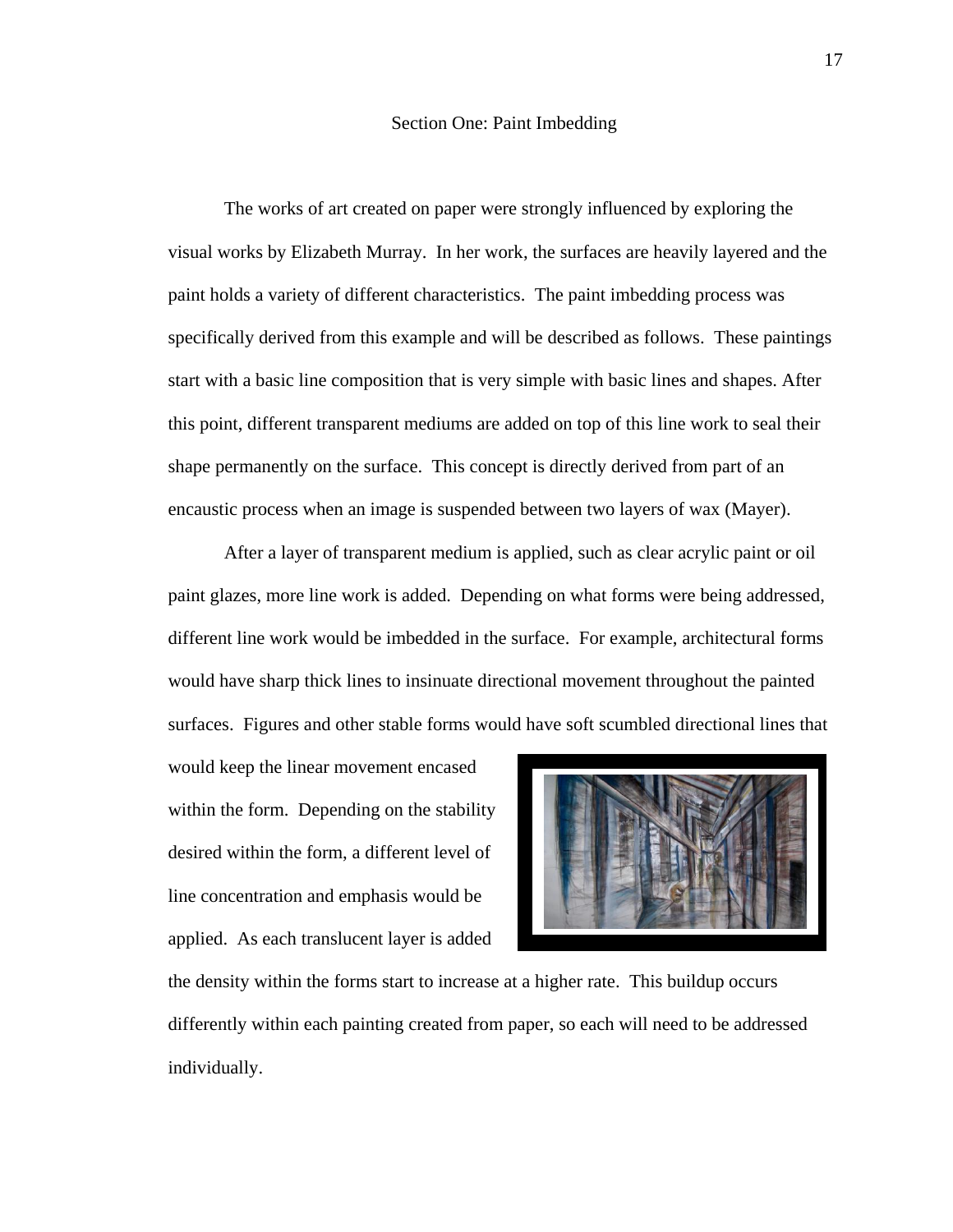## Section One: Paint Imbedding

The works of art created on paper were strongly influenced by exploring the visual works by Elizabeth Murray. In her work, the surfaces are heavily layered and the paint holds a variety of different characteristics. The paint imbedding process was specifically derived from this example and will be described as follows. These paintings start with a basic line composition that is very simple with basic lines and shapes. After this point, different transparent mediums are added on top of this line work to seal their shape permanently on the surface. This concept is directly derived from part of an encaustic process when an image is suspended between two layers of wax (Mayer).

After a layer of transparent medium is applied, such as clear acrylic paint or oil paint glazes, more line work is added. Depending on what forms were being addressed, different line work would be imbedded in the surface. For example, architectural forms would have sharp thick lines to insinuate directional movement throughout the painted surfaces. Figures and other stable forms would have soft scumbled directional lines that would keep the linear movement encased within the form. Depending on the stability desired within the form, a different level of line concentration and emphasis would be applied. As each translucent layer is added the density within the forms start to increase at a higher rate. This buildup occurs differently within each painting created from paper, so each will need to be addressed individually.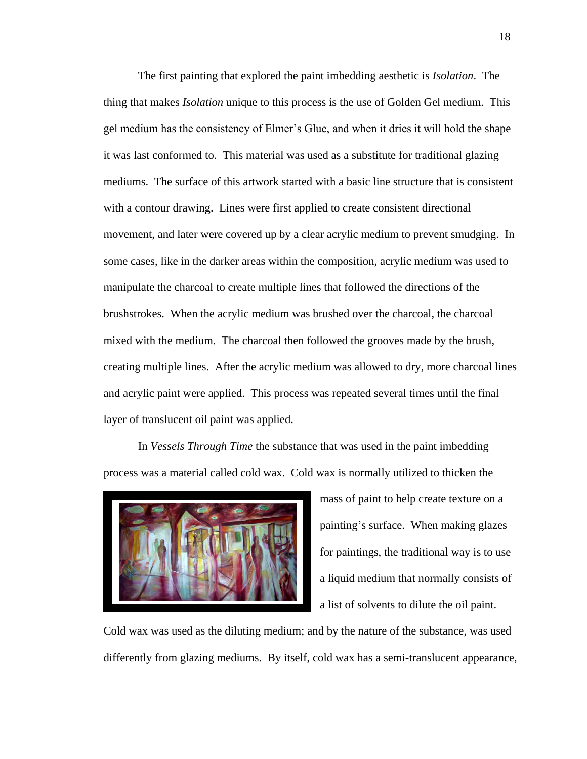The first painting that explored the paint imbedding aesthetic is *Isolation*. The thing that makes *Isolation* unique to this process is the use of Golden Gel medium. This gel medium has the consistency of Elmer's Glue, and when it dries it will hold the shape it was last conformed to. This material was used as a substitute for traditional glazing mediums. The surface of this artwork started with a basic line structure that is consistent with a contour drawing. Lines were first applied to create consistent directional movement, and later were covered up by a clear acrylic medium to prevent smudging. In some cases, like in the darker areas within the composition, acrylic medium was used to manipulate the charcoal to create multiple lines that followed the directions of the brushstrokes. When the acrylic medium was brushed over the charcoal, the charcoal mixed with the medium. The charcoal then followed the grooves made by the brush, creating multiple lines. After the acrylic medium was allowed to dry, more charcoal lines and acrylic paint were applied. This process was repeated several times until the final layer of translucent oil paint was applied.

In *Vessels Through Time* the substance that was used in the paint imbedding process was a material called cold wax. Cold wax is normally utilized to thicken the mass of paint to help create texture on a painting's surface. When making glazes for paintings, the traditional way is to use a liquid medium that normally consists of a list of solvents to dilute the oil paint. Cold wax was used as the diluting medium; and by the nature of the substance, was used differently from glazing mediums. By itself, cold wax has a semi-translucent appearance,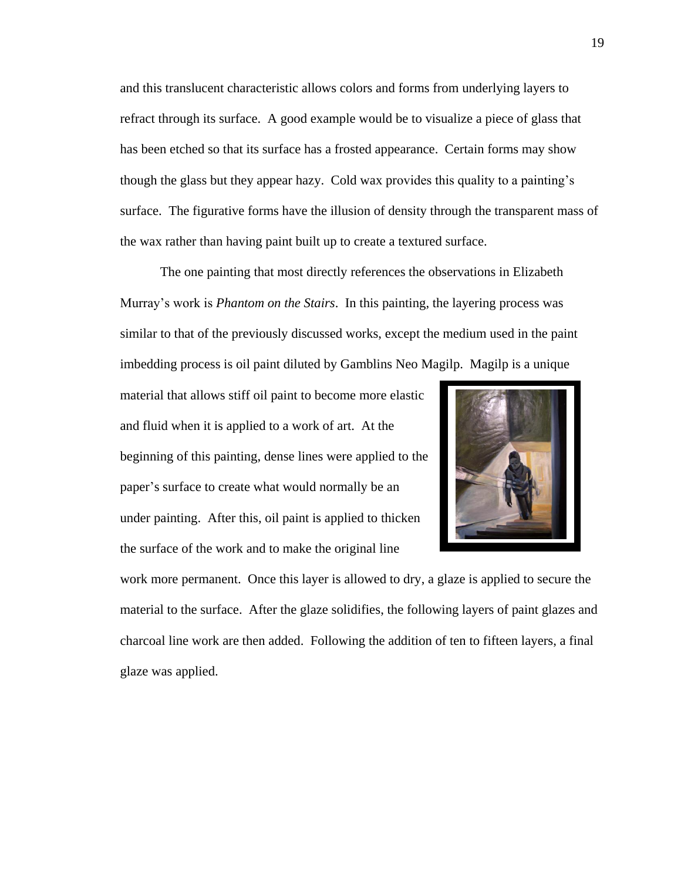and this translucent characteristic allows colors and forms from underlying layers to refract through its surface. A good example would be to visualize a piece of glass that has been etched so that its surface has a frosted appearance. Certain forms may show though the glass but they appear hazy. Cold wax provides this quality to a painting's surface. The figurative forms have the illusion of density through the transparent mass of the wax rather than having paint built up to create a textured surface.

The one painting that most directly references the observations in Elizabeth Murray's work is *Phantom on the Stairs*. In this painting, the layering process was similar to that of the previously discussed works, except the medium used in the paint imbedding process is oil paint diluted by Gamblins Neo Magilp. Magilp is a unique material that allows stiff oil paint to become more elastic and fluid when it is applied to a work of art. At the beginning of this painting, dense lines were applied to the paper's surface to create what would normally be an under painting. After this, oil paint is applied to thicken the surface of the work and to make the original line work more permanent. Once this layer is allowed to dry, a glaze is applied to secure the material to the surface. After the glaze solidifies, the following layers of paint glazes and charcoal line work are then added. Following the addition of ten to fifteen layers, a final glaze was applied.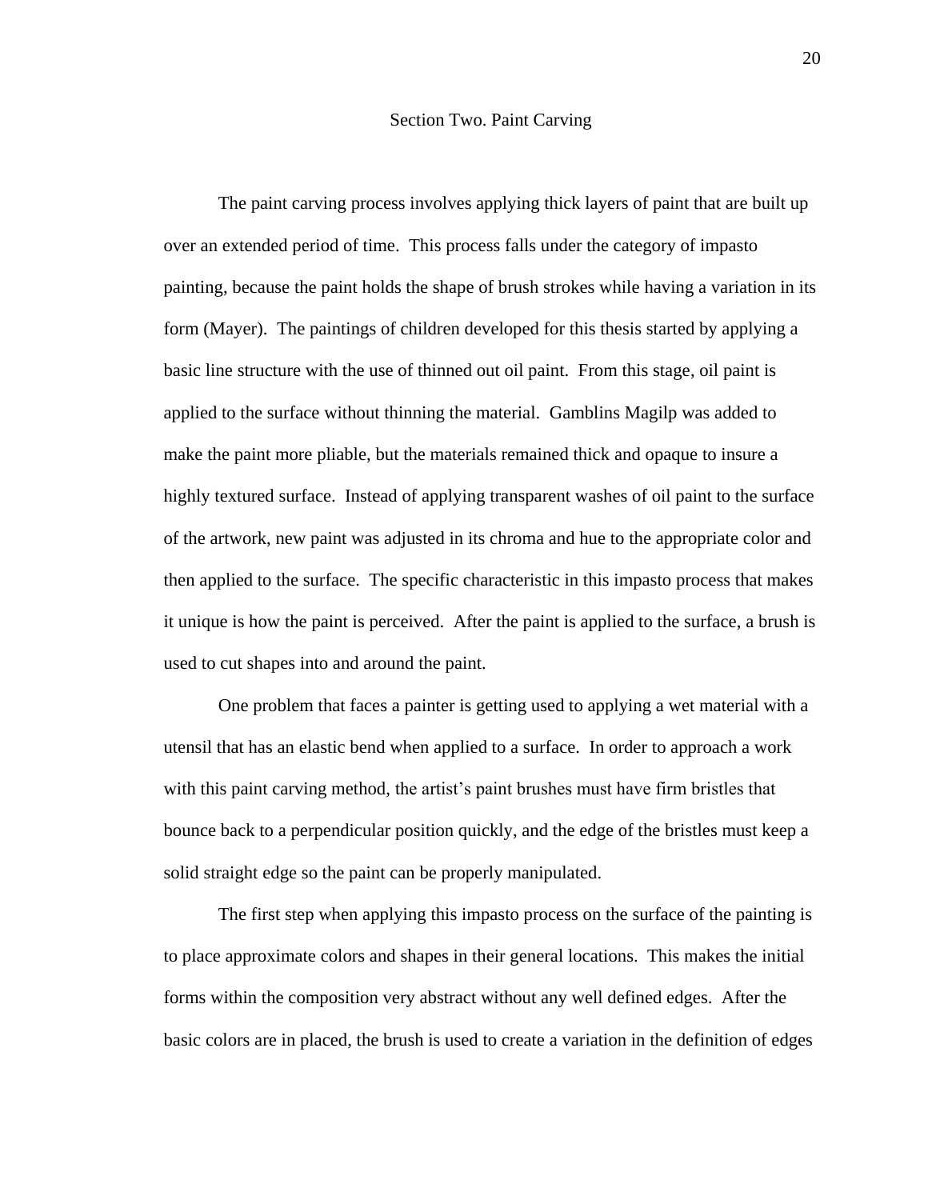## Section Two. Paint Carving

The paint carving process involves applying thick layers of paint that are built up over an extended period of time. This process falls under the category of impasto painting, because the paint holds the shape of brush strokes while having a variation in its form (Mayer). The paintings of children developed for this thesis started by applying a basic line structure with the use of thinned out oil paint. From this stage, oil paint is applied to the surface without thinning the material. Gamblins Magilp was added to make the paint more pliable, but the materials remained thick and opaque to insure a highly textured surface. Instead of applying transparent washes of oil paint to the surface of the artwork, new paint was adjusted in its chroma and hue to the appropriate color and then applied to the surface. The specific characteristic in this impasto process that makes it unique is how the paint is perceived. After the paint is applied to the surface, a brush is used to cut shapes into and around the paint.

One problem that faces a painter is getting used to applying a wet material with a utensil that has an elastic bend when applied to a surface. In order to approach a work with this paint carving method, the artist's paint brushes must have firm bristles that bounce back to a perpendicular position quickly, and the edge of the bristles must keep a solid straight edge so the paint can be properly manipulated.

The first step when applying this impasto process on the surface of the painting is to place approximate colors and shapes in their general locations. This makes the initial forms within the composition very abstract without any well defined edges. After the basic colors are in placed, the brush is used to create a variation in the definition of edges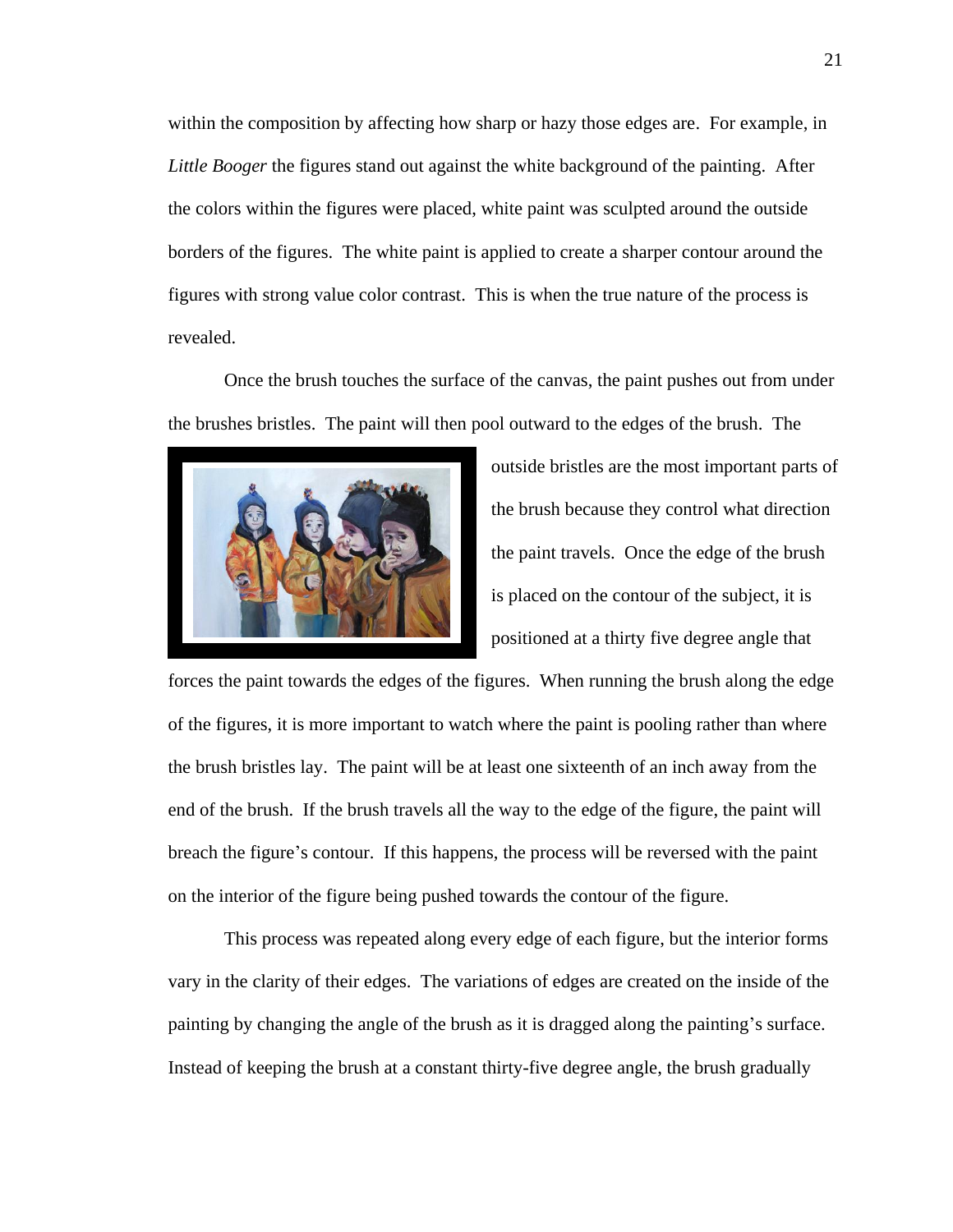within the composition by affecting how sharp or hazy those edges are. For example, in *Little Booger* the figures stand out against the white background of the painting. After the colors within the figures were placed, white paint was sculpted around the outside borders of the figures. The white paint is applied to create a sharper contour around the figures with strong value color contrast. This is when the true nature of the process is revealed.

Once the brush touches the surface of the canvas, the paint pushes out from under the brushes bristles. The paint will then pool outward to the edges of the brush. The outside bristles are the most important parts of the brush because they control what direction the paint travels. Once the edge of the brush is placed on the contour of the subject, it is positioned at a thirty five degree angle that forces the paint towards the edges of the figures. When running the brush along the edge of the figures, it is more important to watch where the paint is pooling rather than where the brush bristles lay. The paint will be at least one sixteenth of an inch away from the end of the brush. If the brush travels all the way to the edge of the figure, the paint will breach the figure's contour. If this happens, the process will be reversed with the paint on the interior of the figure being pushed towards the contour of the figure.

This process was repeated along every edge of each figure, but the interior forms vary in the clarity of their edges. The variations of edges are created on the inside of the painting by changing the angle of the brush as it is dragged along the painting's surface. Instead of keeping the brush at a constant thirty-five degree angle, the brush gradually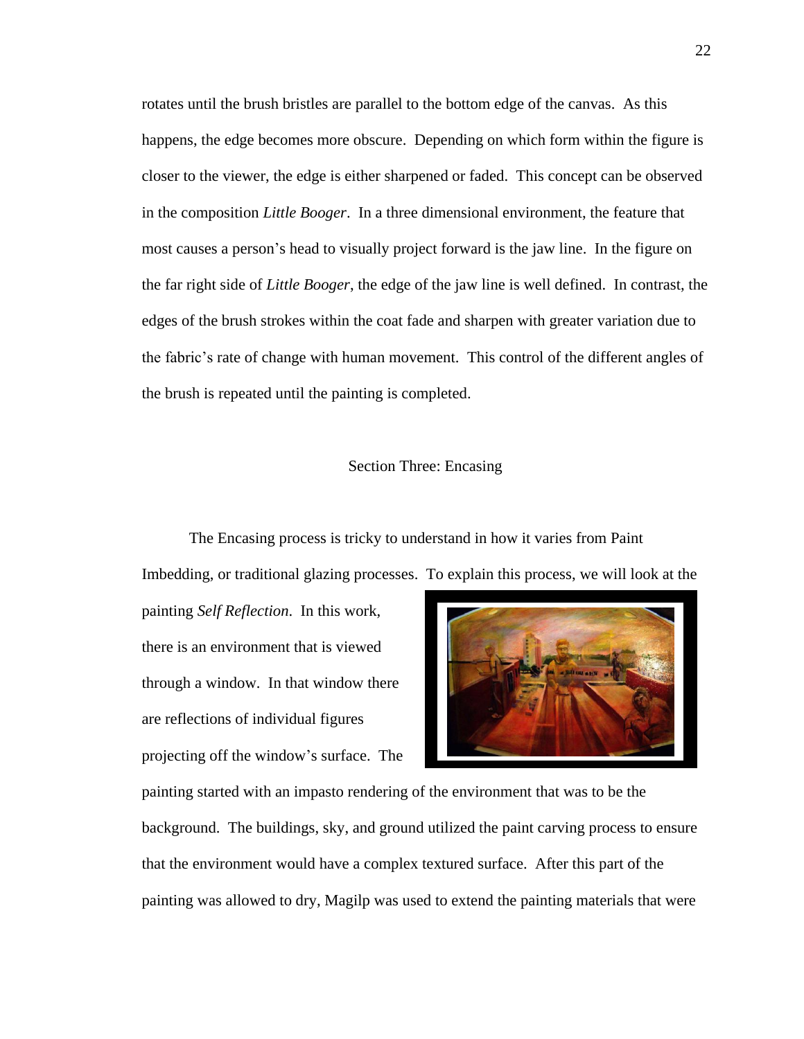rotates until the brush bristles are parallel to the bottom edge of the canvas. As this happens, the edge becomes more obscure. Depending on which form within the figure is closer to the viewer, the edge is either sharpened or faded. This concept can be observed in the composition *Little Booger*. In a three dimensional environment, the feature that most causes a person's head to visually project forward is the jaw line. In the figure on the far right side of *Little Booger*, the edge of the jaw line is well defined. In contrast, the edges of the brush strokes within the coat fade and sharpen with greater variation due to the fabric's rate of change with human movement. This control of the different angles of the brush is repeated until the painting is completed.

## Section Three: Encasing

The Encasing process is tricky to understand in how it varies from Paint Imbedding, or traditional glazing processes. To explain this process, we will look at the painting *Self Reflection*. In this work, there is an environment that is viewed through a window. In that window there are reflections of individual figures projecting off the window's surface. The painting started with an impasto rendering of the environment that was to be the background. The buildings, sky, and ground utilized the paint carving process to ensure that the environment would have a complex textured surface. After this part of the painting was allowed to dry, Magilp was used to extend the painting materials that were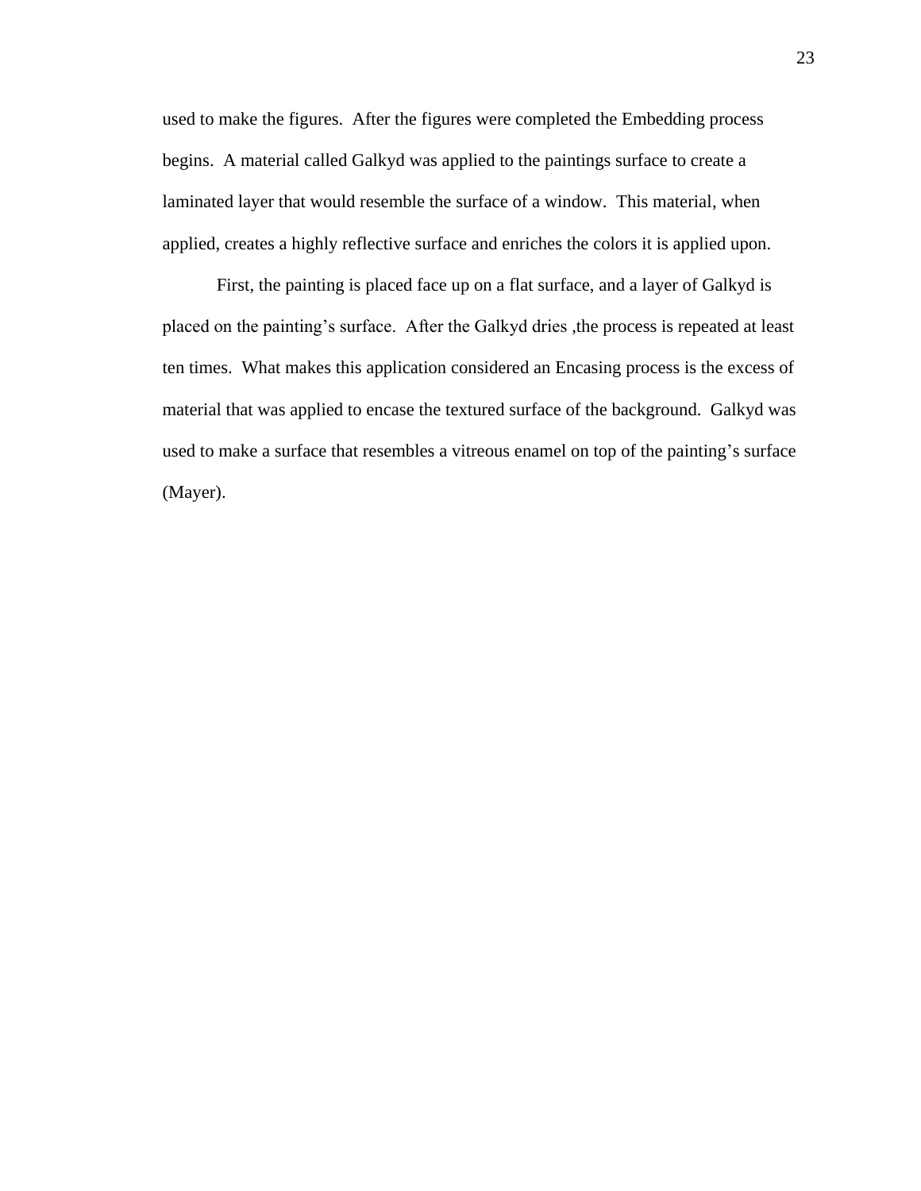used to make the figures.  After the figures were completed the Embedding process begins.  A material called Galkyd was applied to the paintings surface to create a laminated layer that would resemble the surface of a window.  This material, when applied, creates a highly reflective surface and enriches the colors it is applied upon.

First, the painting is placed face up on a flat surface, and a layer of Galkyd is placed on the painting's surface.  After the Galkyd dries ,the process is repeated at least ten times.  What makes this application considered an Encasing process is the excess of material that was applied to encase the textured surface of the background.  Galkyd was used to make a surface that resembles a vitreous enamel on top of the painting's surface (Mayer).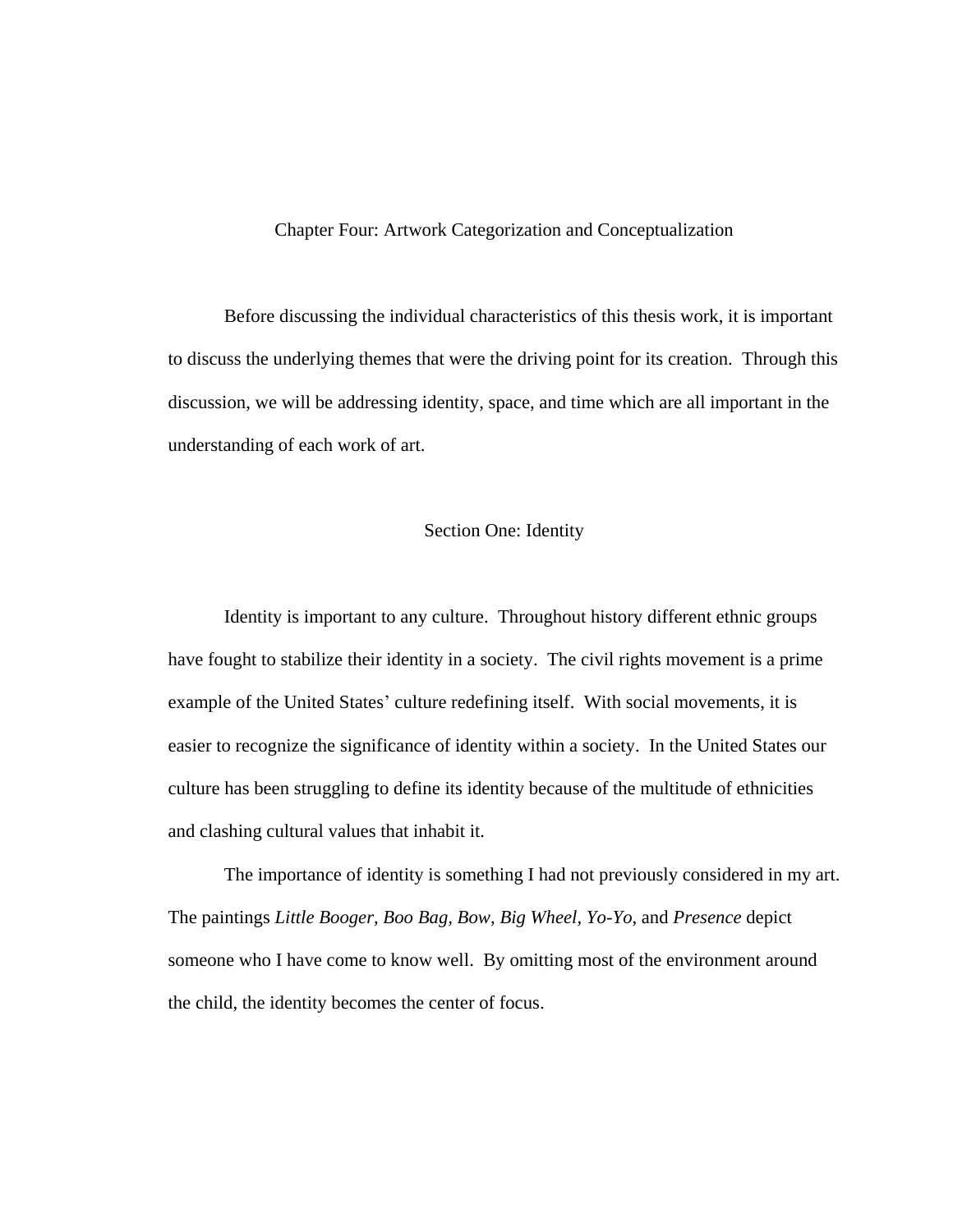# Chapter Four: Artwork Categorization and Conceptualization

Before discussing the individual characteristics of this thesis work, it is important to discuss the underlying themes that were the driving point for its creation. Through this discussion, we will be addressing identity, space, and time which are all important in the understanding of each work of art.

## Section One: Identity

Identity is important to any culture. Throughout history different ethnic groups have fought to stabilize their identity in a society. The civil rights movement is a prime example of the United States' culture redefining itself. With social movements, it is easier to recognize the significance of identity within a society. In the United States our culture has been struggling to define its identity because of the multitude of ethnicities and clashing cultural values that inhabit it.

The importance of identity is something I had not previously considered in my art. The paintings *Little Booger, Boo Bag, Bow, Big Wheel, Yo-Yo*, and *Presence* depict someone who I have come to know well. By omitting most of the environment around the child, the identity becomes the center of focus.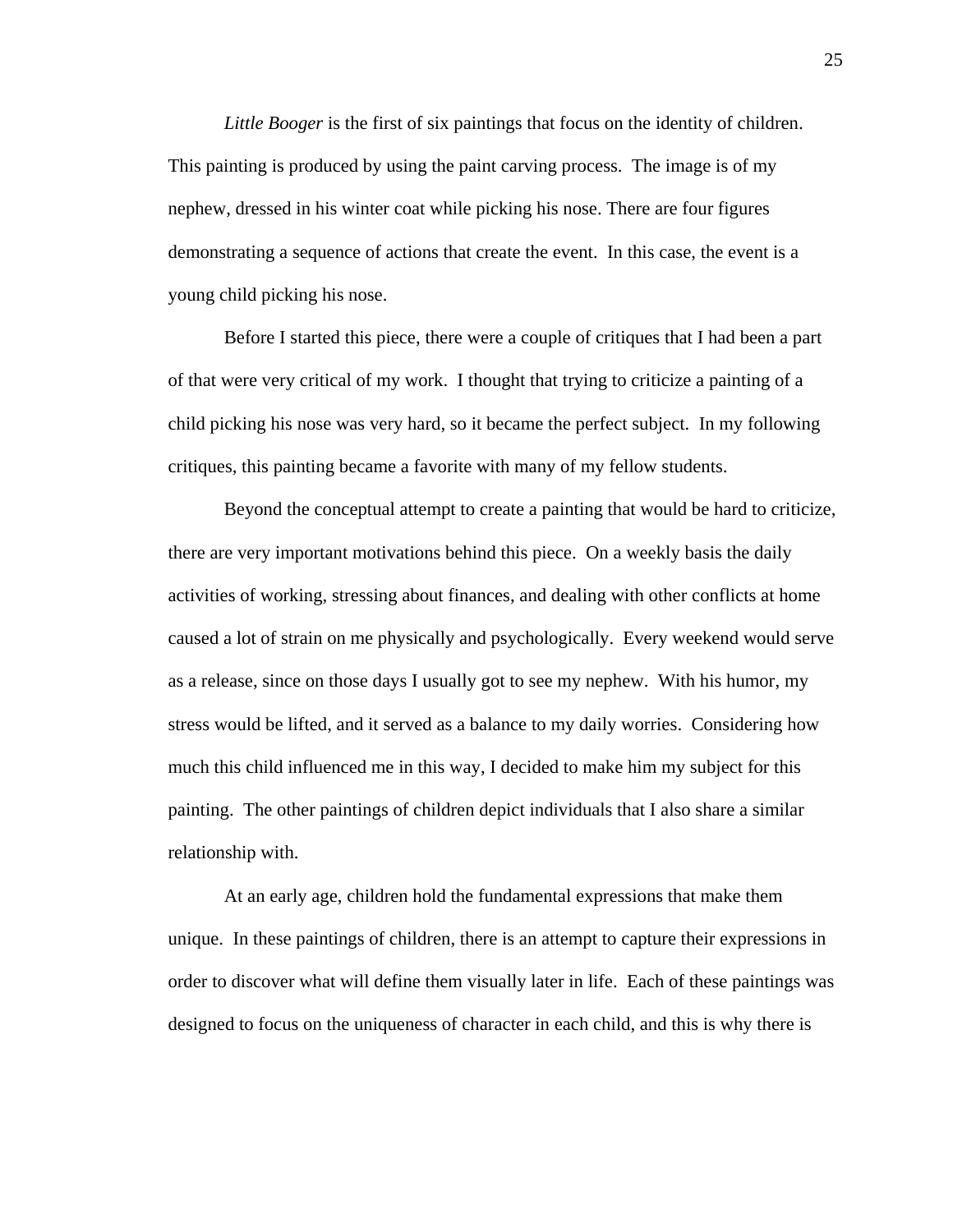*Little Booger* is the first of six paintings that focus on the identity of children. This painting is produced by using the paint carving process. The image is of my nephew, dressed in his winter coat while picking his nose. There are four figures demonstrating a sequence of actions that create the event. In this case, the event is a young child picking his nose.

Before I started this piece, there were a couple of critiques that I had been a part of that were very critical of my work. I thought that trying to criticize a painting of a child picking his nose was very hard, so it became the perfect subject. In my following critiques, this painting became a favorite with many of my fellow students.

Beyond the conceptual attempt to create a painting that would be hard to criticize, there are very important motivations behind this piece. On a weekly basis the daily activities of working, stressing about finances, and dealing with other conflicts at home caused a lot of strain on me physically and psychologically. Every weekend would serve as a release, since on those days I usually got to see my nephew. With his humor, my stress would be lifted, and it served as a balance to my daily worries. Considering how much this child influenced me in this way, I decided to make him my subject for this painting. The other paintings of children depict individuals that I also share a similar relationship with.

At an early age, children hold the fundamental expressions that make them unique. In these paintings of children, there is an attempt to capture their expressions in order to discover what will define them visually later in life. Each of these paintings was designed to focus on the uniqueness of character in each child, and this is why there is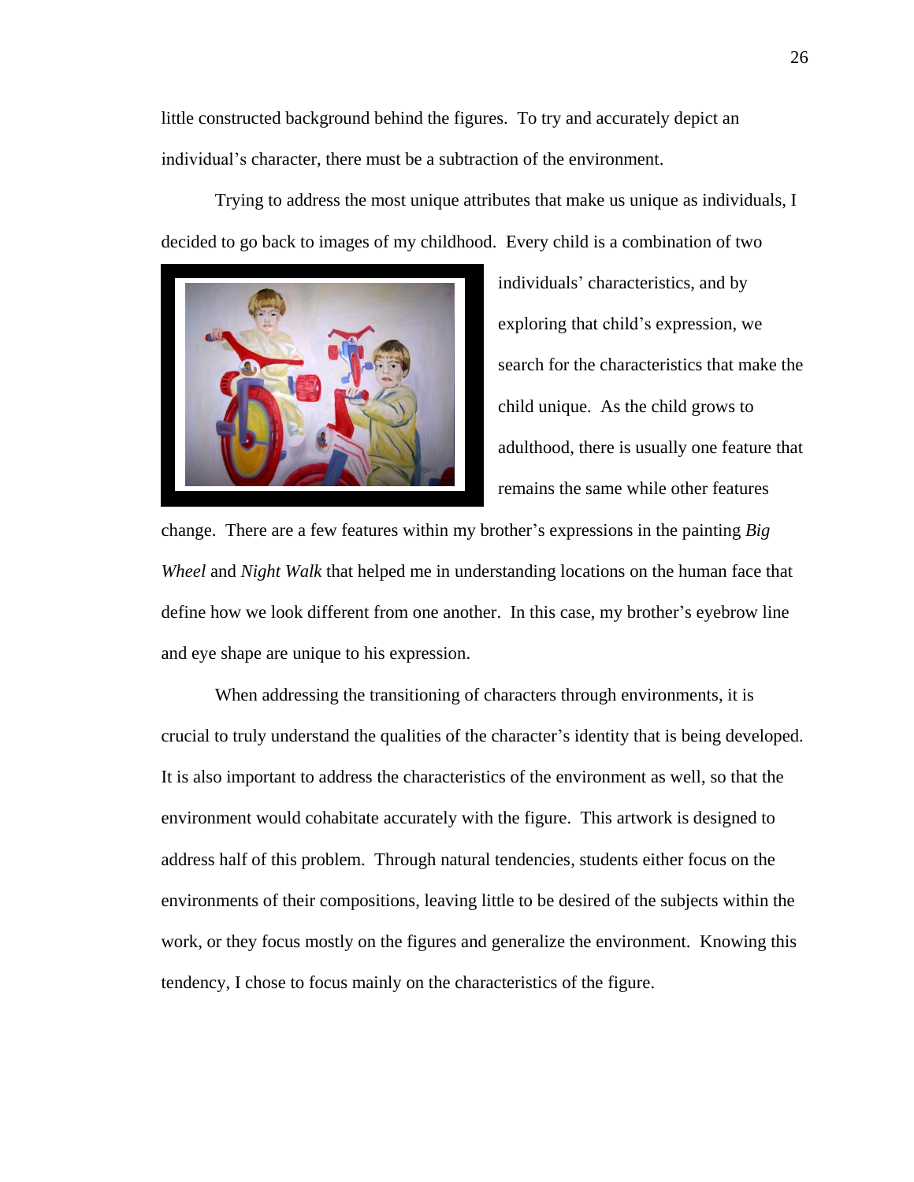little constructed background behind the figures. To try and accurately depict an individual's character, there must be a subtraction of the environment.

Trying to address the most unique attributes that make us unique as individuals, I decided to go back to images of my childhood. Every child is a combination of two individuals' characteristics, and by exploring that child's expression, we search for the characteristics that make the child unique. As the child grows to adulthood, there is usually one feature that remains the same while other features change. There are a few features within my brother's expressions in the painting *Big Wheel* and *Night Walk* that helped me in understanding locations on the human face that define how we look different from one another. In this case, my brother's eyebrow line and eye shape are unique to his expression.

When addressing the transitioning of characters through environments, it is crucial to truly understand the qualities of the character's identity that is being developed. It is also important to address the characteristics of the environment as well, so that the environment would cohabitate accurately with the figure. This artwork is designed to address half of this problem. Through natural tendencies, students either focus on the environments of their compositions, leaving little to be desired of the subjects within the work, or they focus mostly on the figures and generalize the environment. Knowing this tendency, I chose to focus mainly on the characteristics of the figure.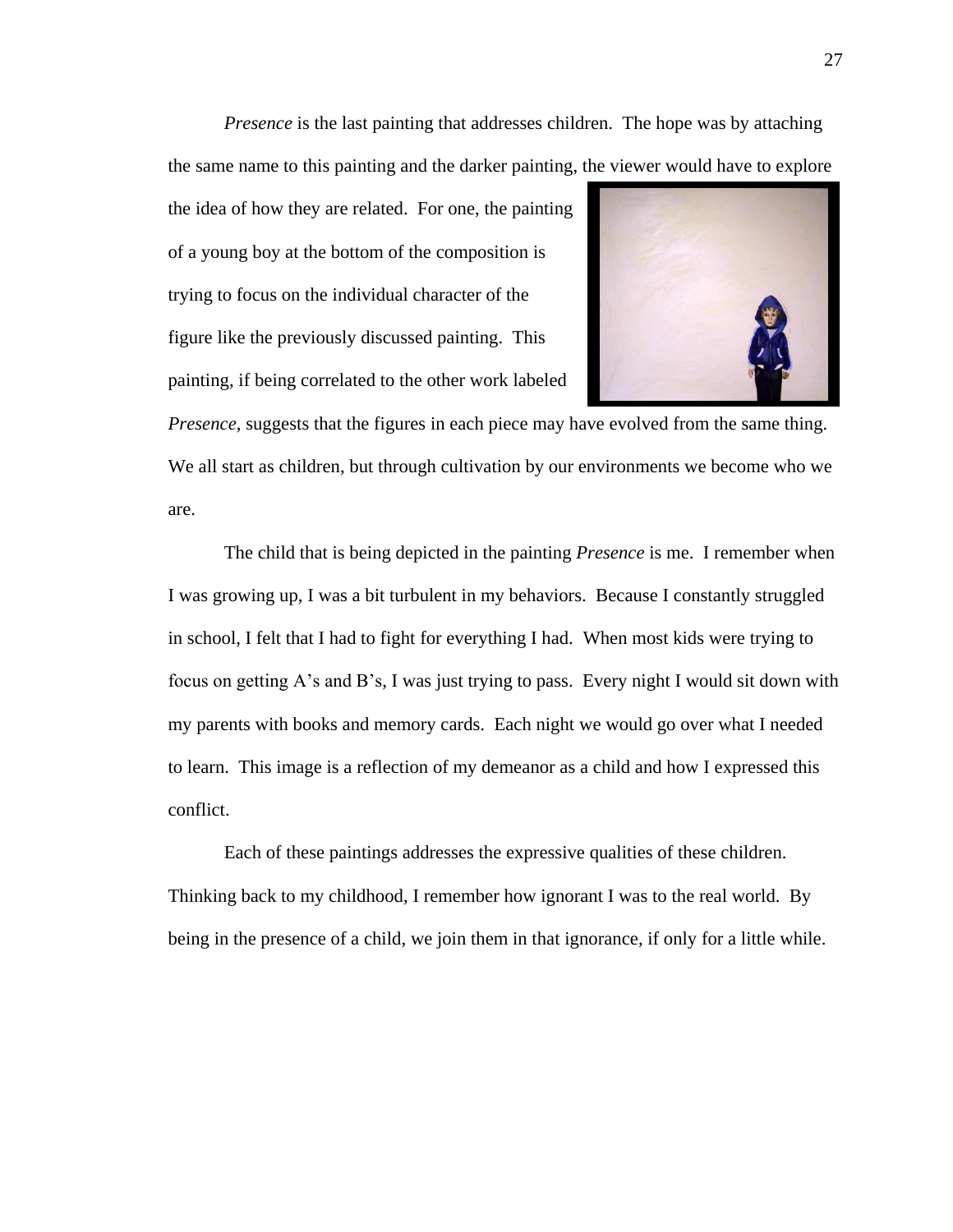*Presence* is the last painting that addresses children. The hope was by attaching the same name to this painting and the darker painting, the viewer would have to explore the idea of how they are related. For one, the painting of a young boy at the bottom of the composition is trying to focus on the individual character of the figure like the previously discussed painting. This painting, if being correlated to the other work labeled *Presence*, suggests that the figures in each piece may have evolved from the same thing. We all start as children, but through cultivation by our environments we become who we are.

The child that is being depicted in the painting *Presence* is me. I remember when I was growing up, I was a bit turbulent in my behaviors. Because I constantly struggled in school, I felt that I had to fight for everything I had. When most kids were trying to focus on getting A's and B's, I was just trying to pass. Every night I would sit down with my parents with books and memory cards. Each night we would go over what I needed to learn. This image is a reflection of my demeanor as a child and how I expressed this conflict.

Each of these paintings addresses the expressive qualities of these children. Thinking back to my childhood, I remember how ignorant I was to the real world. By being in the presence of a child, we join them in that ignorance, if only for a little while.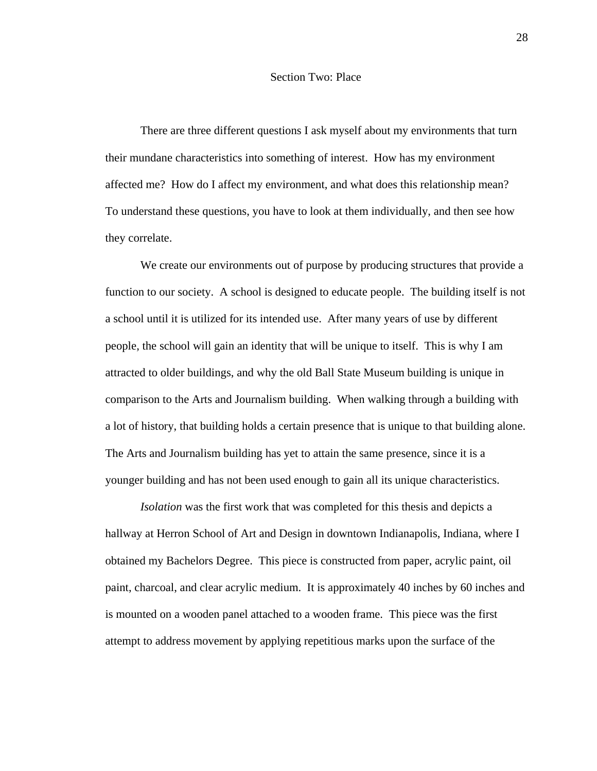## Section Two: Place

There are three different questions I ask myself about my environments that turn their mundane characteristics into something of interest. How has my environment affected me? How do I affect my environment, and what does this relationship mean? To understand these questions, you have to look at them individually, and then see how they correlate.

We create our environments out of purpose by producing structures that provide a function to our society. A school is designed to educate people. The building itself is not a school until it is utilized for its intended use. After many years of use by different people, the school will gain an identity that will be unique to itself. This is why I am attracted to older buildings, and why the old Ball State Museum building is unique in comparison to the Arts and Journalism building. When walking through a building with a lot of history, that building holds a certain presence that is unique to that building alone. The Arts and Journalism building has yet to attain the same presence, since it is a younger building and has not been used enough to gain all its unique characteristics.

*Isolation* was the first work that was completed for this thesis and depicts a hallway at Herron School of Art and Design in downtown Indianapolis, Indiana, where I obtained my Bachelors Degree. This piece is constructed from paper, acrylic paint, oil paint, charcoal, and clear acrylic medium. It is approximately 40 inches by 60 inches and is mounted on a wooden panel attached to a wooden frame. This piece was the first attempt to address movement by applying repetitious marks upon the surface of the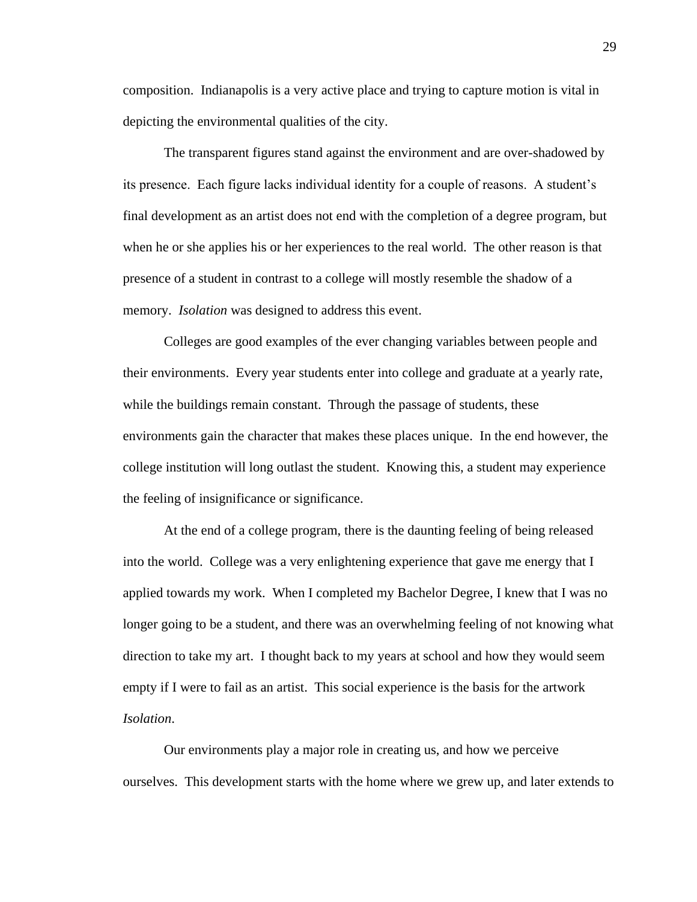composition. Indianapolis is a very active place and trying to capture motion is vital in depicting the environmental qualities of the city.

The transparent figures stand against the environment and are over-shadowed by its presence. Each figure lacks individual identity for a couple of reasons. A student's final development as an artist does not end with the completion of a degree program, but when he or she applies his or her experiences to the real world. The other reason is that presence of a student in contrast to a college will mostly resemble the shadow of a memory. *Isolation* was designed to address this event.

Colleges are good examples of the ever changing variables between people and their environments. Every year students enter into college and graduate at a yearly rate, while the buildings remain constant. Through the passage of students, these environments gain the character that makes these places unique. In the end however, the college institution will long outlast the student. Knowing this, a student may experience the feeling of insignificance or significance.

At the end of a college program, there is the daunting feeling of being released into the world. College was a very enlightening experience that gave me energy that I applied towards my work. When I completed my Bachelor Degree, I knew that I was no longer going to be a student, and there was an overwhelming feeling of not knowing what direction to take my art. I thought back to my years at school and how they would seem empty if I were to fail as an artist. This social experience is the basis for the artwork *Isolation*.

Our environments play a major role in creating us, and how we perceive ourselves. This development starts with the home where we grew up, and later extends to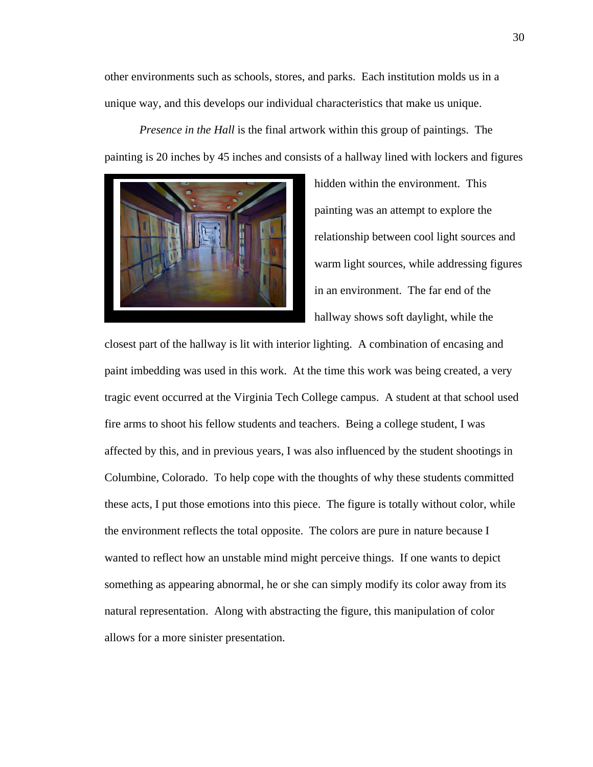other environments such as schools, stores, and parks. Each institution molds us in a unique way, and this develops our individual characteristics that make us unique.

*Presence in the Hall* is the final artwork within this group of paintings. The painting is 20 inches by 45 inches and consists of a hallway lined with lockers and figures hidden within the environment. This painting was an attempt to explore the relationship between cool light sources and warm light sources, while addressing figures in an environment. The far end of the hallway shows soft daylight, while the closest part of the hallway is lit with interior lighting. A combination of encasing and paint imbedding was used in this work. At the time this work was being created, a very tragic event occurred at the Virginia Tech College campus. A student at that school used fire arms to shoot his fellow students and teachers. Being a college student, I was affected by this, and in previous years, I was also influenced by the student shootings in Columbine, Colorado. To help cope with the thoughts of why these students committed these acts, I put those emotions into this piece. The figure is totally without color, while the environment reflects the total opposite. The colors are pure in nature because I wanted to reflect how an unstable mind might perceive things. If one wants to depict something as appearing abnormal, he or she can simply modify its color away from its natural representation. Along with abstracting the figure, this manipulation of color allows for a more sinister presentation.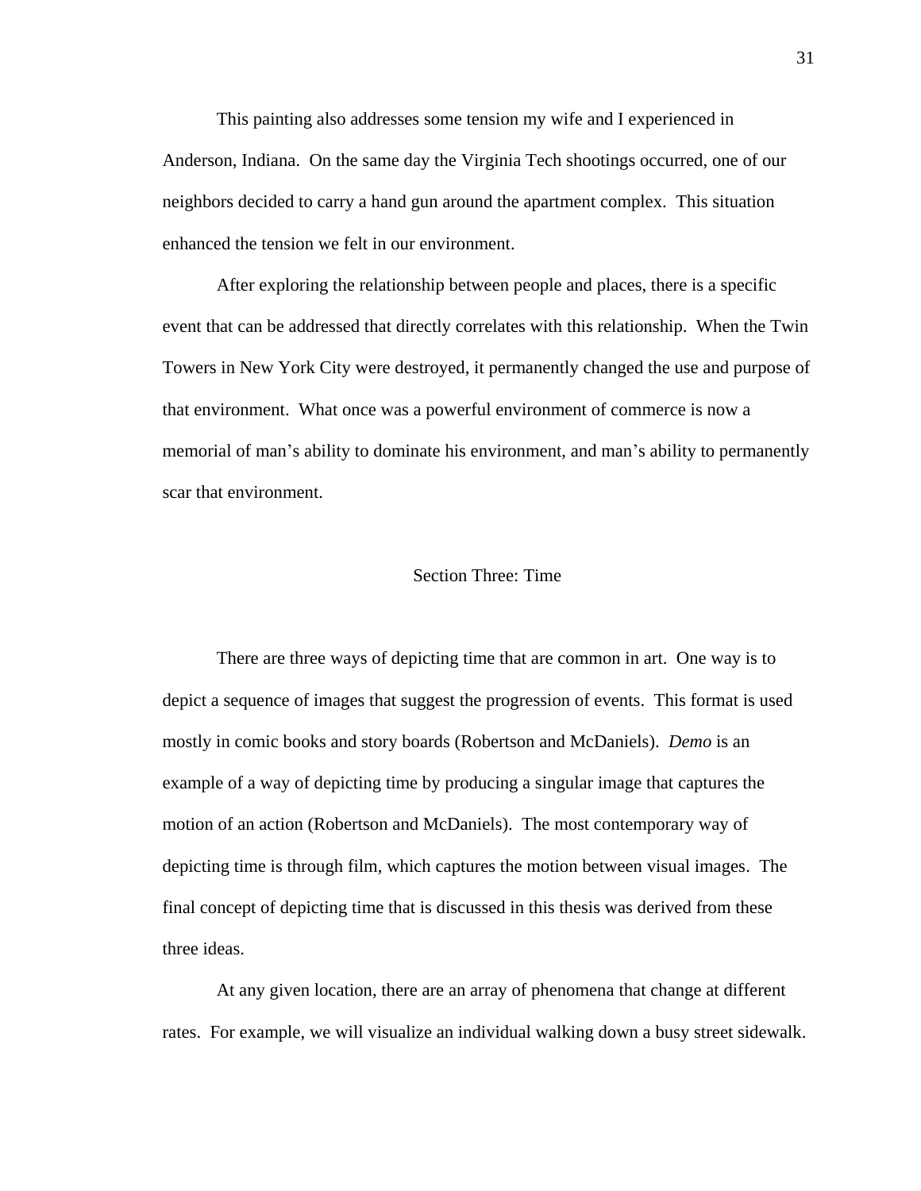This painting also addresses some tension my wife and I experienced in Anderson, Indiana. On the same day the Virginia Tech shootings occurred, one of our neighbors decided to carry a hand gun around the apartment complex. This situation enhanced the tension we felt in our environment.

After exploring the relationship between people and places, there is a specific event that can be addressed that directly correlates with this relationship. When the Twin Towers in New York City were destroyed, it permanently changed the use and purpose of that environment. What once was a powerful environment of commerce is now a memorial of man's ability to dominate his environment, and man's ability to permanently scar that environment.

## Section Three: Time

There are three ways of depicting time that are common in art. One way is to depict a sequence of images that suggest the progression of events. This format is used mostly in comic books and story boards (Robertson and McDaniels). *Demo* is an example of a way of depicting time by producing a singular image that captures the motion of an action (Robertson and McDaniels). The most contemporary way of depicting time is through film, which captures the motion between visual images. The final concept of depicting time that is discussed in this thesis was derived from these three ideas.

At any given location, there are an array of phenomena that change at different rates. For example, we will visualize an individual walking down a busy street sidewalk.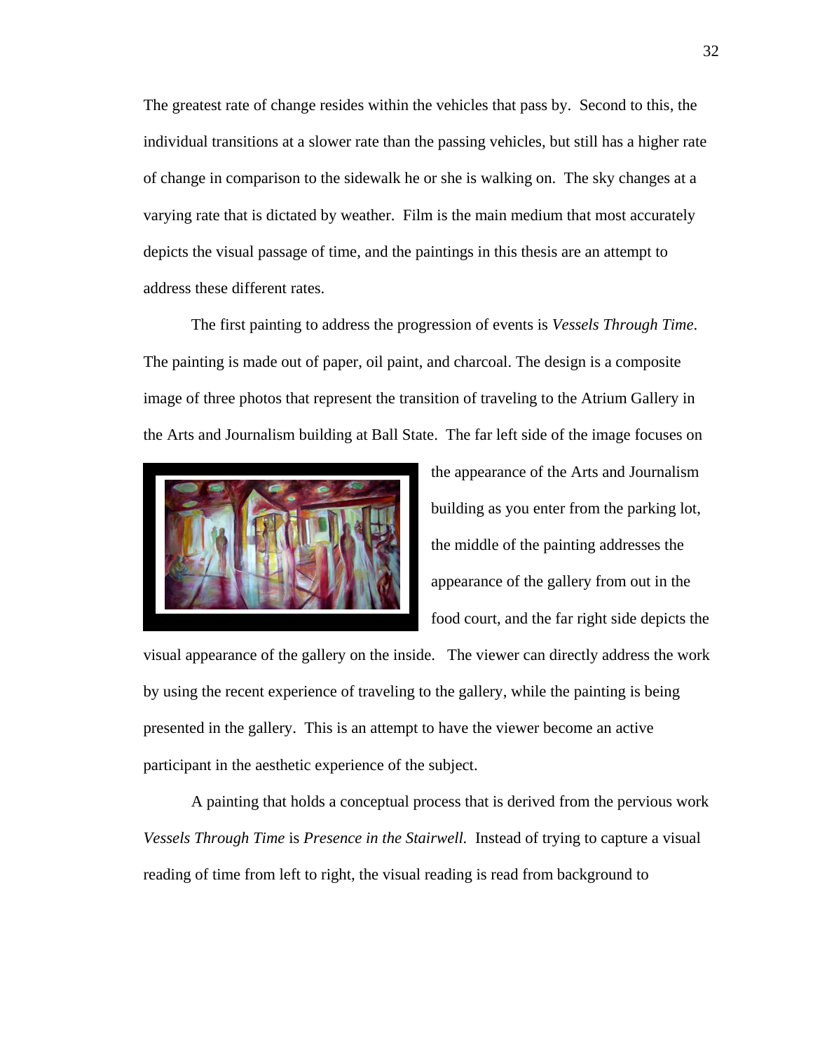The greatest rate of change resides within the vehicles that pass by. Second to this, the individual transitions at a slower rate than the passing vehicles, but still has a higher rate of change in comparison to the sidewalk he or she is walking on. The sky changes at a varying rate that is dictated by weather. Film is the main medium that most accurately depicts the visual passage of time, and the paintings in this thesis are an attempt to address these different rates.

The first painting to address the progression of events is *Vessels Through Time*. The painting is made out of paper, oil paint, and charcoal. The design is a composite image of three photos that represent the transition of traveling to the Atrium Gallery in the Arts and Journalism building at Ball State. The far left side of the image focuses on the appearance of the Arts and Journalism building as you enter from the parking lot, the middle of the painting addresses the appearance of the gallery from out in the food court, and the far right side depicts the visual appearance of the gallery on the inside. The viewer can directly address the work by using the recent experience of traveling to the gallery, while the painting is being presented in the gallery. This is an attempt to have the viewer become an active participant in the aesthetic experience of the subject.

A painting that holds a conceptual process that is derived from the pervious work *Vessels Through Time* is *Presence in the Stairwell.* Instead of trying to capture a visual reading of time from left to right, the visual reading is read from background to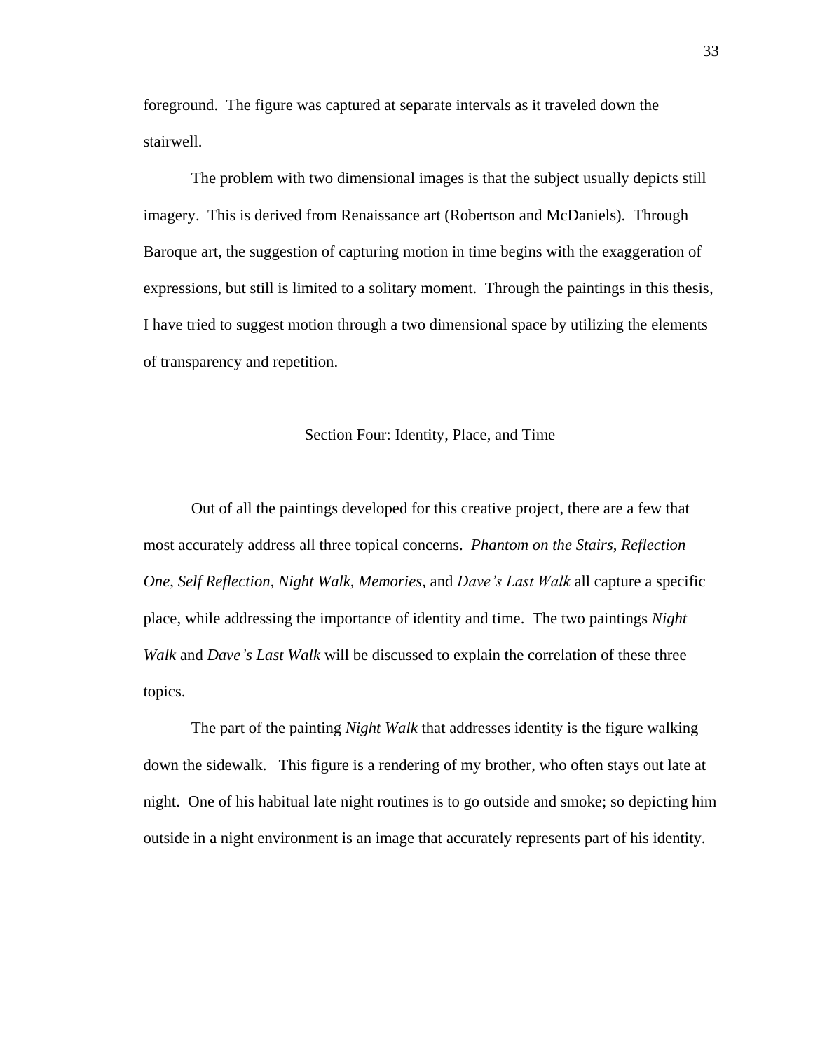foreground.  The figure was captured at separate intervals as it traveled down the stairwell.

The problem with two dimensional images is that the subject usually depicts still imagery.  This is derived from Renaissance art (Robertson and McDaniels).  Through Baroque art, the suggestion of capturing motion in time begins with the exaggeration of expressions, but still is limited to a solitary moment.  Through the paintings in this thesis, I have tried to suggest motion through a two dimensional space by utilizing the elements of transparency and repetition.

## Section Four: Identity, Place, and Time

Out of all the paintings developed for this creative project, there are a few that most accurately address all three topical concerns.  *Phantom on the Stairs*, *Reflection One*, *Self Reflection*, *Night Walk*, *Memories*, and *Dave's Last Walk* all capture a specific place, while addressing the importance of identity and time.  The two paintings *Night Walk* and *Dave's Last Walk* will be discussed to explain the correlation of these three topics.

The part of the painting *Night Walk* that addresses identity is the figure walking down the sidewalk.   This figure is a rendering of my brother, who often stays out late at night.  One of his habitual late night routines is to go outside and smoke; so depicting him outside in a night environment is an image that accurately represents part of his identity.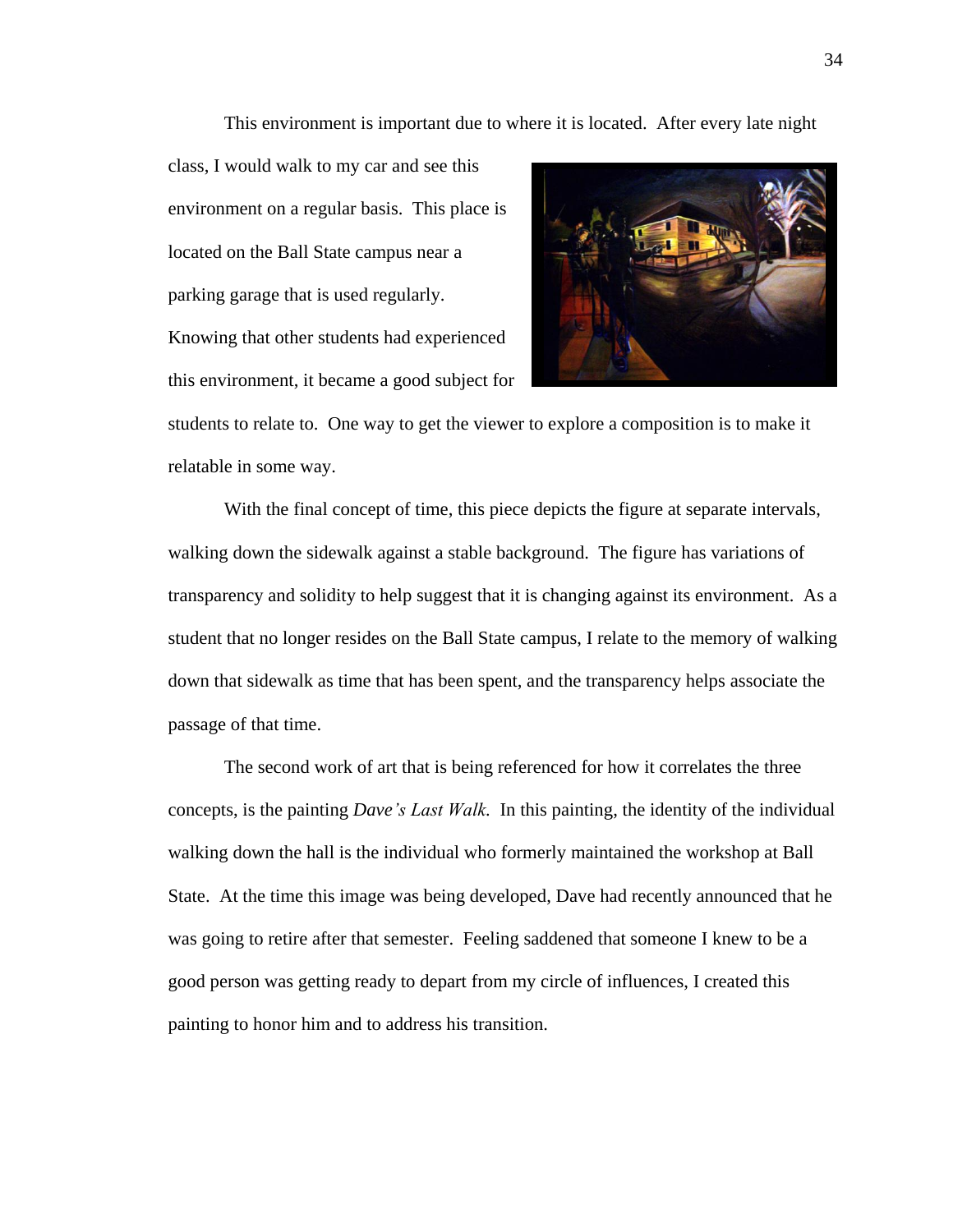This environment is important due to where it is located. After every late night class, I would walk to my car and see this environment on a regular basis. This place is located on the Ball State campus near a parking garage that is used regularly. Knowing that other students had experienced this environment, it became a good subject for students to relate to. One way to get the viewer to explore a composition is to make it relatable in some way.

With the final concept of time, this piece depicts the figure at separate intervals, walking down the sidewalk against a stable background. The figure has variations of transparency and solidity to help suggest that it is changing against its environment. As a student that no longer resides on the Ball State campus, I relate to the memory of walking down that sidewalk as time that has been spent, and the transparency helps associate the passage of that time.

The second work of art that is being referenced for how it correlates the three concepts, is the painting *Dave's Last Walk.* In this painting, the identity of the individual walking down the hall is the individual who formerly maintained the workshop at Ball State. At the time this image was being developed, Dave had recently announced that he was going to retire after that semester. Feeling saddened that someone I knew to be a good person was getting ready to depart from my circle of influences, I created this painting to honor him and to address his transition.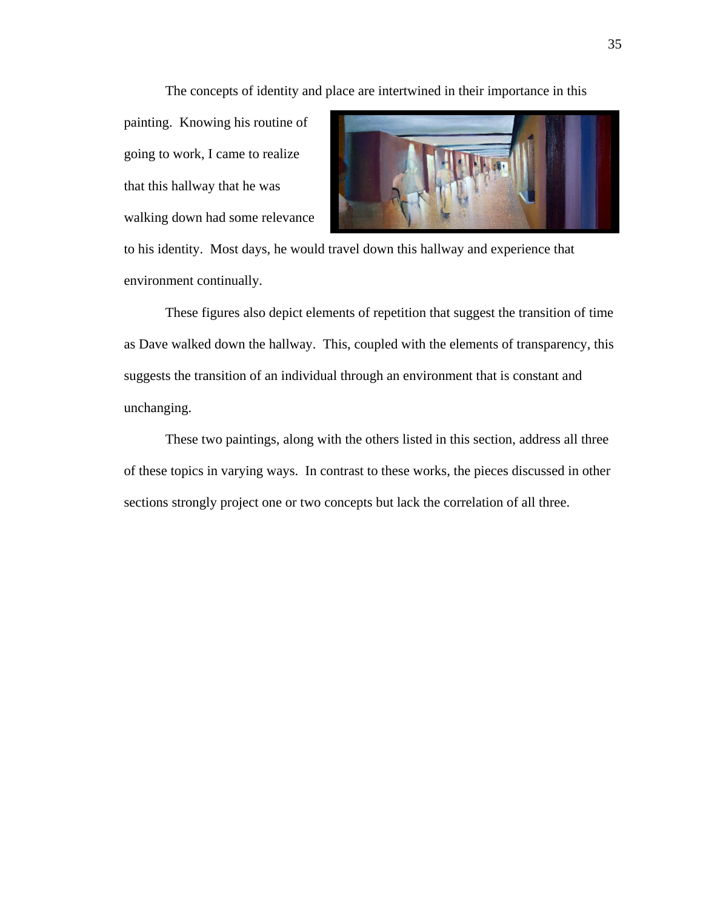The concepts of identity and place are intertwined in their importance in this painting. Knowing his routine of going to work, I came to realize that this hallway that he was walking down had some relevance to his identity. Most days, he would travel down this hallway and experience that environment continually.

These figures also depict elements of repetition that suggest the transition of time as Dave walked down the hallway. This, coupled with the elements of transparency, this suggests the transition of an individual through an environment that is constant and unchanging.

These two paintings, along with the others listed in this section, address all three of these topics in varying ways. In contrast to these works, the pieces discussed in other sections strongly project one or two concepts but lack the correlation of all three.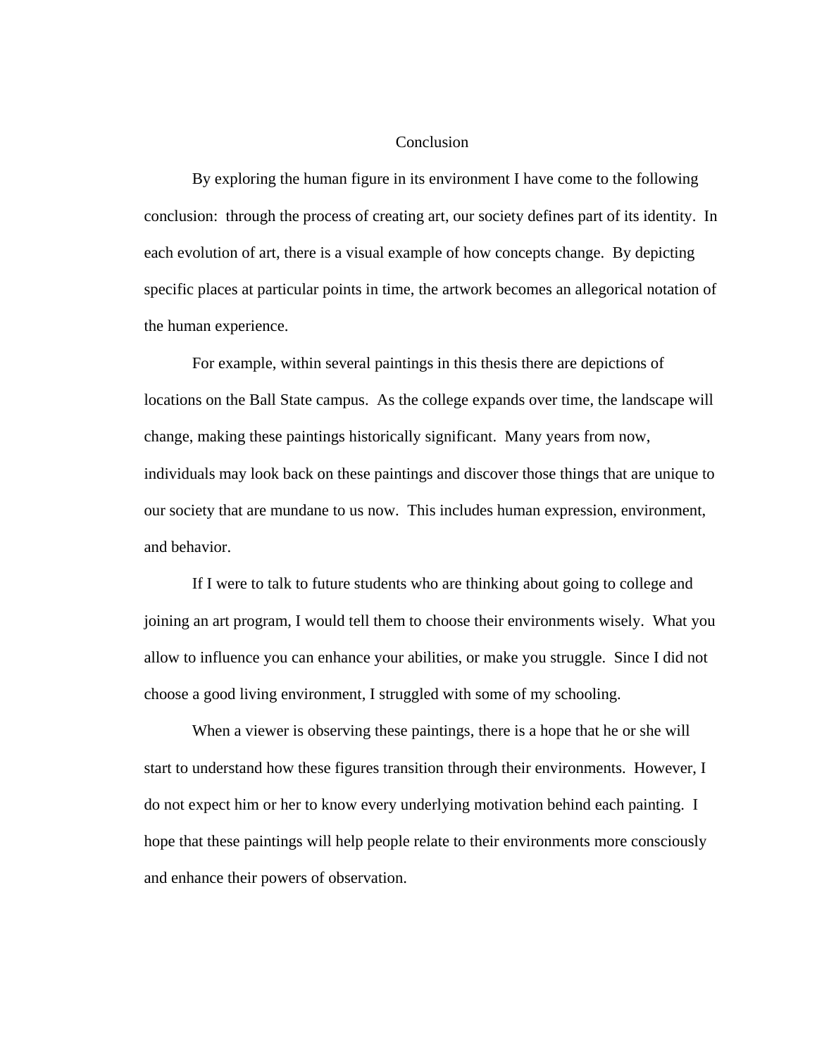# Conclusion

By exploring the human figure in its environment I have come to the following conclusion: through the process of creating art, our society defines part of its identity. In each evolution of art, there is a visual example of how concepts change. By depicting specific places at particular points in time, the artwork becomes an allegorical notation of the human experience.

For example, within several paintings in this thesis there are depictions of locations on the Ball State campus. As the college expands over time, the landscape will change, making these paintings historically significant. Many years from now, individuals may look back on these paintings and discover those things that are unique to our society that are mundane to us now. This includes human expression, environment, and behavior.

If I were to talk to future students who are thinking about going to college and joining an art program, I would tell them to choose their environments wisely. What you allow to influence you can enhance your abilities, or make you struggle. Since I did not choose a good living environment, I struggled with some of my schooling.

When a viewer is observing these paintings, there is a hope that he or she will start to understand how these figures transition through their environments. However, I do not expect him or her to know every underlying motivation behind each painting. I hope that these paintings will help people relate to their environments more consciously and enhance their powers of observation.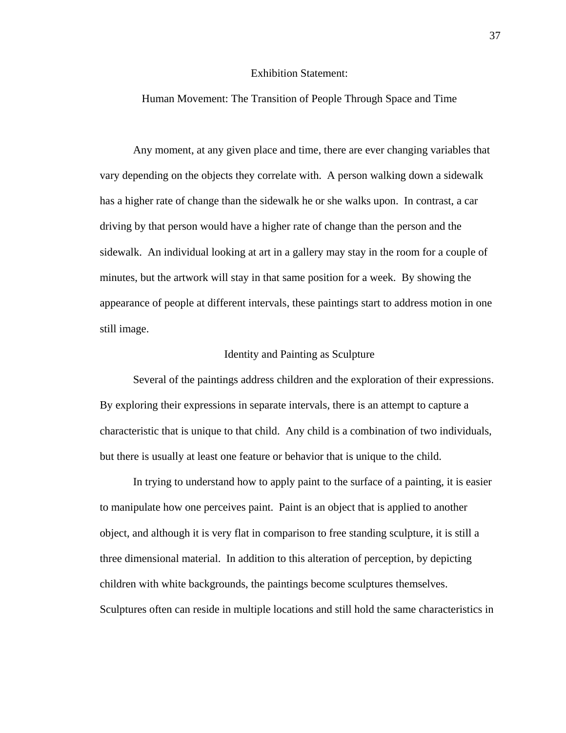# Exhibition Statement:

## Human Movement: The Transition of People Through Space and Time

Any moment, at any given place and time, there are ever changing variables that vary depending on the objects they correlate with. A person walking down a sidewalk has a higher rate of change than the sidewalk he or she walks upon. In contrast, a car driving by that person would have a higher rate of change than the person and the sidewalk. An individual looking at art in a gallery may stay in the room for a couple of minutes, but the artwork will stay in that same position for a week. By showing the appearance of people at different intervals, these paintings start to address motion in one still image.

### Identity and Painting as Sculpture

Several of the paintings address children and the exploration of their expressions. By exploring their expressions in separate intervals, there is an attempt to capture a characteristic that is unique to that child. Any child is a combination of two individuals, but there is usually at least one feature or behavior that is unique to the child.

In trying to understand how to apply paint to the surface of a painting, it is easier to manipulate how one perceives paint. Paint is an object that is applied to another object, and although it is very flat in comparison to free standing sculpture, it is still a three dimensional material. In addition to this alteration of perception, by depicting children with white backgrounds, the paintings become sculptures themselves. Sculptures often can reside in multiple locations and still hold the same characteristics in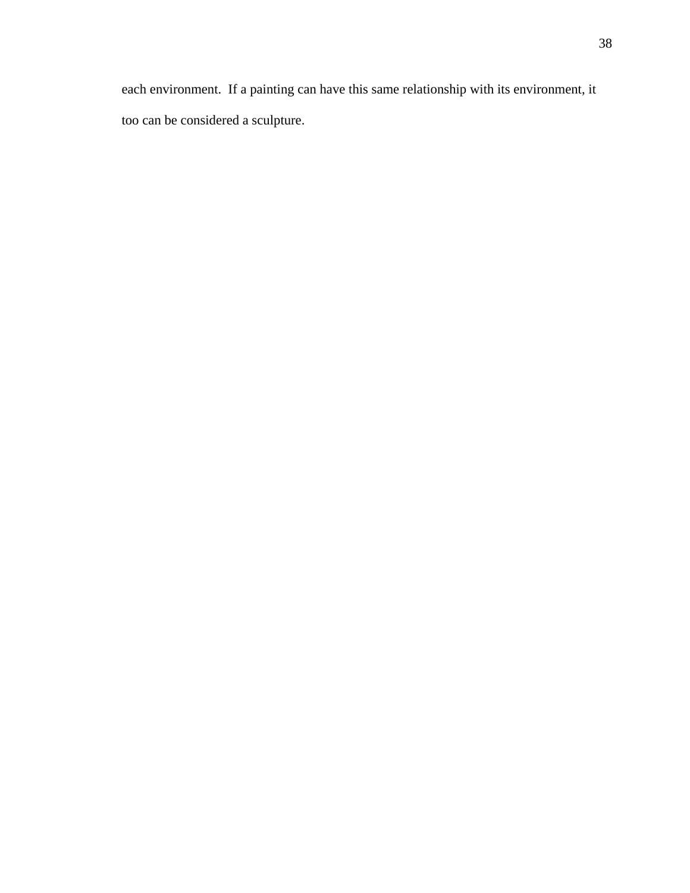each environment.  If a painting can have this same relationship with its environment, it too can be considered a sculpture.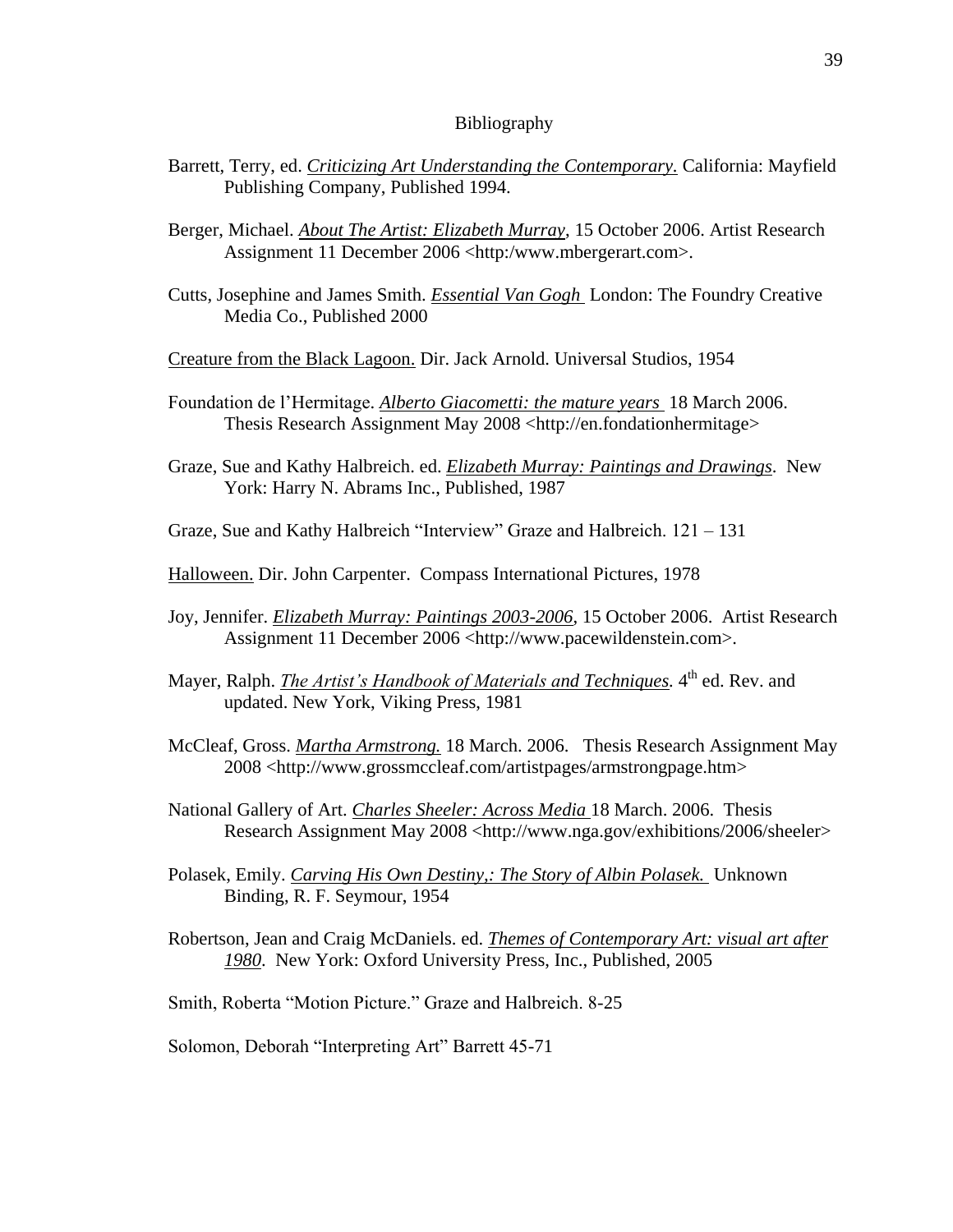# Bibliography

Barrett, Terry, ed. *Criticizing Art Understanding the Contemporary.* California: Mayfield Publishing Company, Published 1994.

Berger, Michael. *About The Artist: Elizabeth Murray*, 15 October 2006. Artist Research Assignment 11 December 2006 <http:/www.mbergerart.com>.

Cutts, Josephine and James Smith. *Essential Van Gogh* London: The Foundry Creative Media Co., Published 2000

Creature from the Black Lagoon. Dir. Jack Arnold. Universal Studios, 1954

Foundation de l'Hermitage. *Alberto Giacometti: the mature years* 18 March 2006. Thesis Research Assignment May 2008 <http://en.fondationhermitage>

Graze, Sue and Kathy Halbreich. ed. *Elizabeth Murray: Paintings and Drawings*. New York: Harry N. Abrams Inc., Published, 1987

Graze, Sue and Kathy Halbreich "Interview" Graze and Halbreich. 121 – 131

Halloween. Dir. John Carpenter. Compass International Pictures, 1978

Joy, Jennifer. *Elizabeth Murray: Paintings 2003-2006*, 15 October 2006. Artist Research Assignment 11 December 2006 <http://www.pacewildenstein.com>.

Mayer, Ralph. *The Artist's Handbook of Materials and Techniques.* 4th ed. Rev. and updated. New York, Viking Press, 1981

McCleaf, Gross. *Martha Armstrong.* 18 March. 2006. Thesis Research Assignment May 2008 <http://www.grossmccleaf.com/artistpages/armstrongpage.htm>

National Gallery of Art. *Charles Sheeler: Across Media* 18 March. 2006. Thesis Research Assignment May 2008 <http://www.nga.gov/exhibitions/2006/sheeler>

Polasek, Emily. *Carving His Own Destiny,: The Story of Albin Polasek.* Unknown Binding, R. F. Seymour, 1954

Robertson, Jean and Craig McDaniels. ed. *Themes of Contemporary Art: visual art after 1980*. New York: Oxford University Press, Inc., Published, 2005

Smith, Roberta "Motion Picture." Graze and Halbreich. 8-25

Solomon, Deborah "Interpreting Art" Barrett 45-71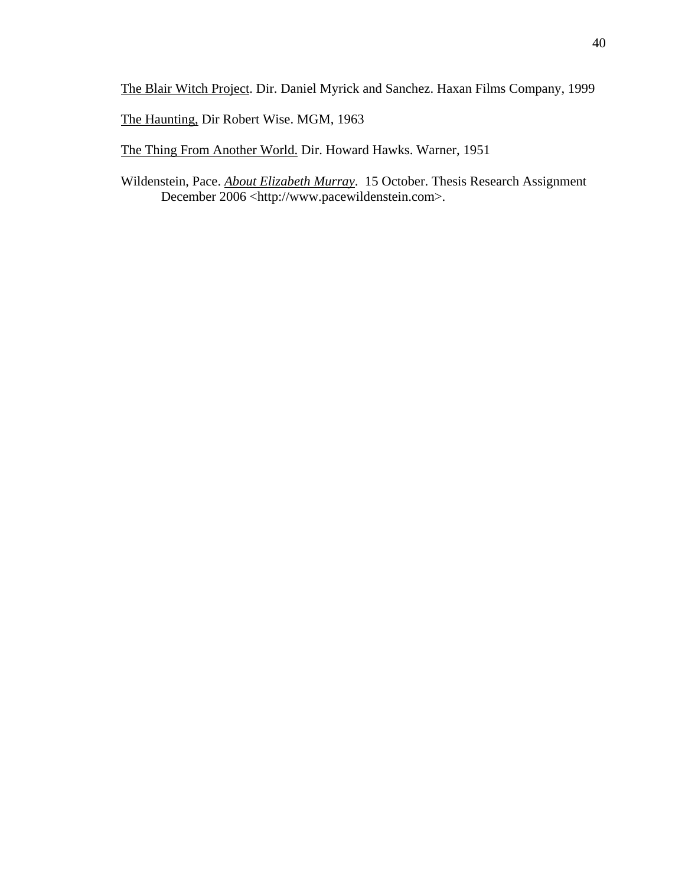<u>The Blair Witch Project</u>. Dir. Daniel Myrick and Sanchez. Haxan Films Company, 1999

<u>The Haunting,</u> Dir Robert Wise. MGM, 1963

<u>The Thing From Another World.</u> Dir. Howard Hawks. Warner, 1951

Wildenstein, Pace. <u>*About Elizabeth Murray*</u>. 15 October. Thesis Research Assignment December 2006 <http://www.pacewildenstein.com>.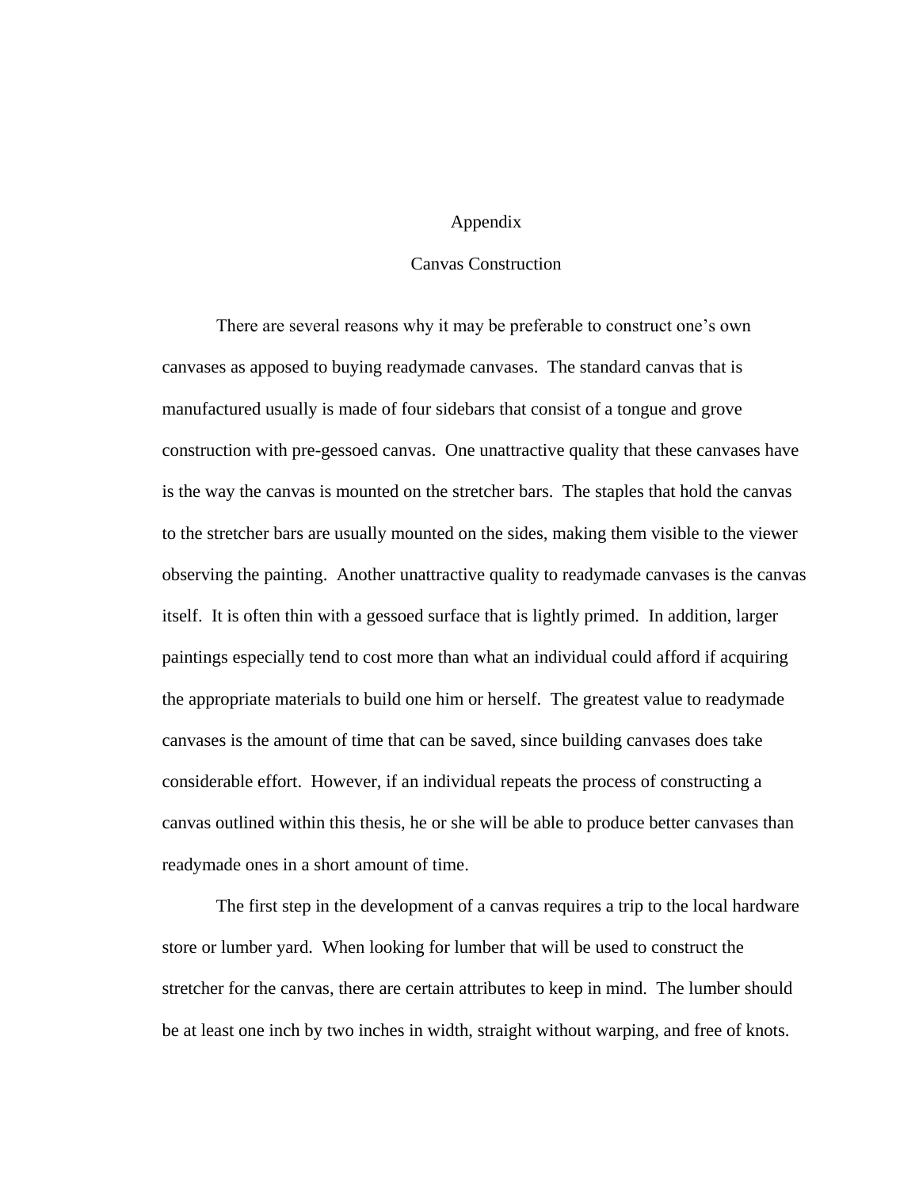# Appendix

## Canvas Construction

There are several reasons why it may be preferable to construct one's own canvases as apposed to buying readymade canvases. The standard canvas that is manufactured usually is made of four sidebars that consist of a tongue and grove construction with pre-gessoed canvas. One unattractive quality that these canvases have is the way the canvas is mounted on the stretcher bars. The staples that hold the canvas to the stretcher bars are usually mounted on the sides, making them visible to the viewer observing the painting. Another unattractive quality to readymade canvases is the canvas itself. It is often thin with a gessoed surface that is lightly primed. In addition, larger paintings especially tend to cost more than what an individual could afford if acquiring the appropriate materials to build one him or herself. The greatest value to readymade canvases is the amount of time that can be saved, since building canvases does take considerable effort. However, if an individual repeats the process of constructing a canvas outlined within this thesis, he or she will be able to produce better canvases than readymade ones in a short amount of time.

The first step in the development of a canvas requires a trip to the local hardware store or lumber yard. When looking for lumber that will be used to construct the stretcher for the canvas, there are certain attributes to keep in mind. The lumber should be at least one inch by two inches in width, straight without warping, and free of knots.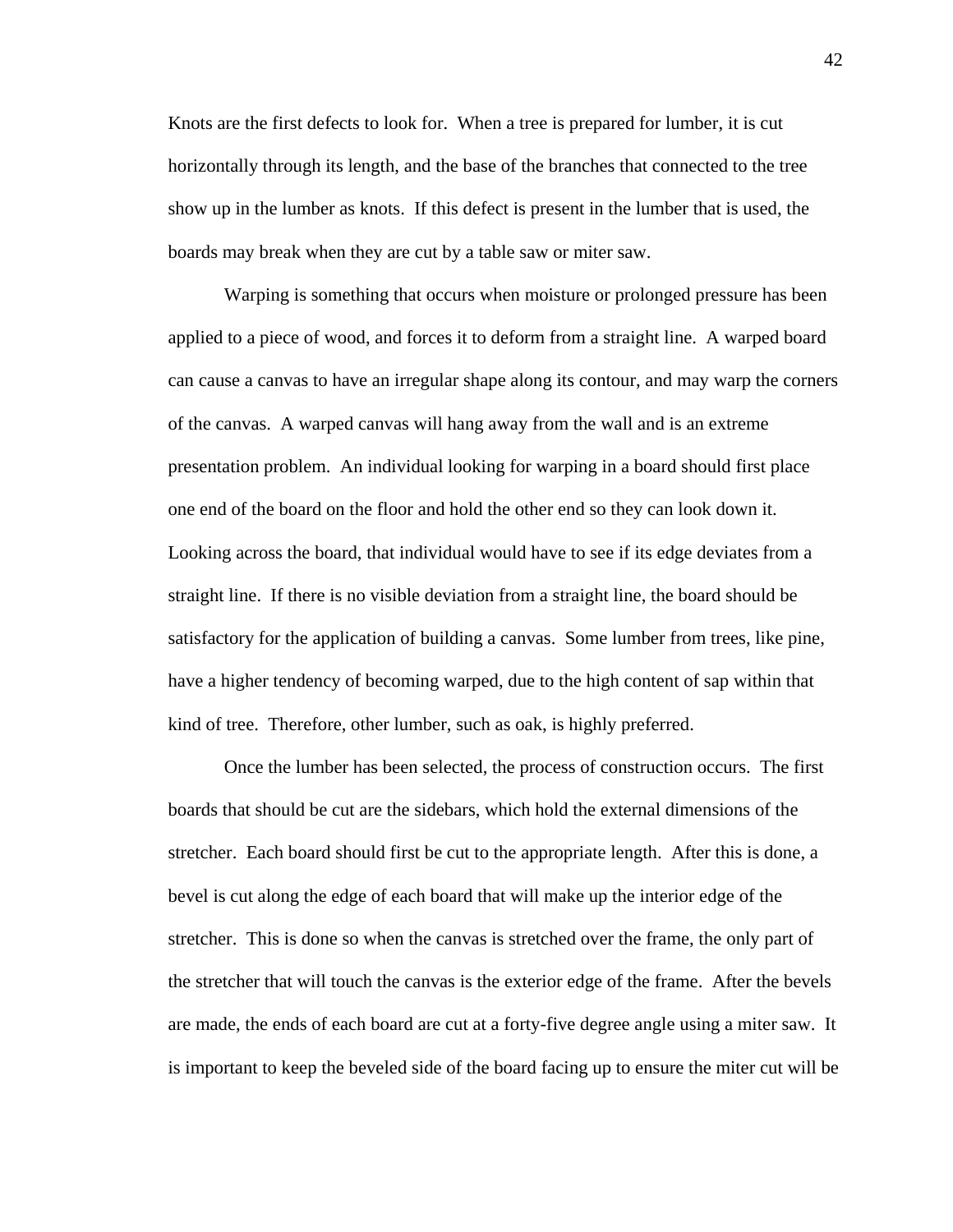Knots are the first defects to look for. When a tree is prepared for lumber, it is cut horizontally through its length, and the base of the branches that connected to the tree show up in the lumber as knots. If this defect is present in the lumber that is used, the boards may break when they are cut by a table saw or miter saw.

Warping is something that occurs when moisture or prolonged pressure has been applied to a piece of wood, and forces it to deform from a straight line. A warped board can cause a canvas to have an irregular shape along its contour, and may warp the corners of the canvas. A warped canvas will hang away from the wall and is an extreme presentation problem. An individual looking for warping in a board should first place one end of the board on the floor and hold the other end so they can look down it. Looking across the board, that individual would have to see if its edge deviates from a straight line. If there is no visible deviation from a straight line, the board should be satisfactory for the application of building a canvas. Some lumber from trees, like pine, have a higher tendency of becoming warped, due to the high content of sap within that kind of tree. Therefore, other lumber, such as oak, is highly preferred.

Once the lumber has been selected, the process of construction occurs. The first boards that should be cut are the sidebars, which hold the external dimensions of the stretcher. Each board should first be cut to the appropriate length. After this is done, a bevel is cut along the edge of each board that will make up the interior edge of the stretcher. This is done so when the canvas is stretched over the frame, the only part of the stretcher that will touch the canvas is the exterior edge of the frame. After the bevels are made, the ends of each board are cut at a forty-five degree angle using a miter saw. It is important to keep the beveled side of the board facing up to ensure the miter cut will be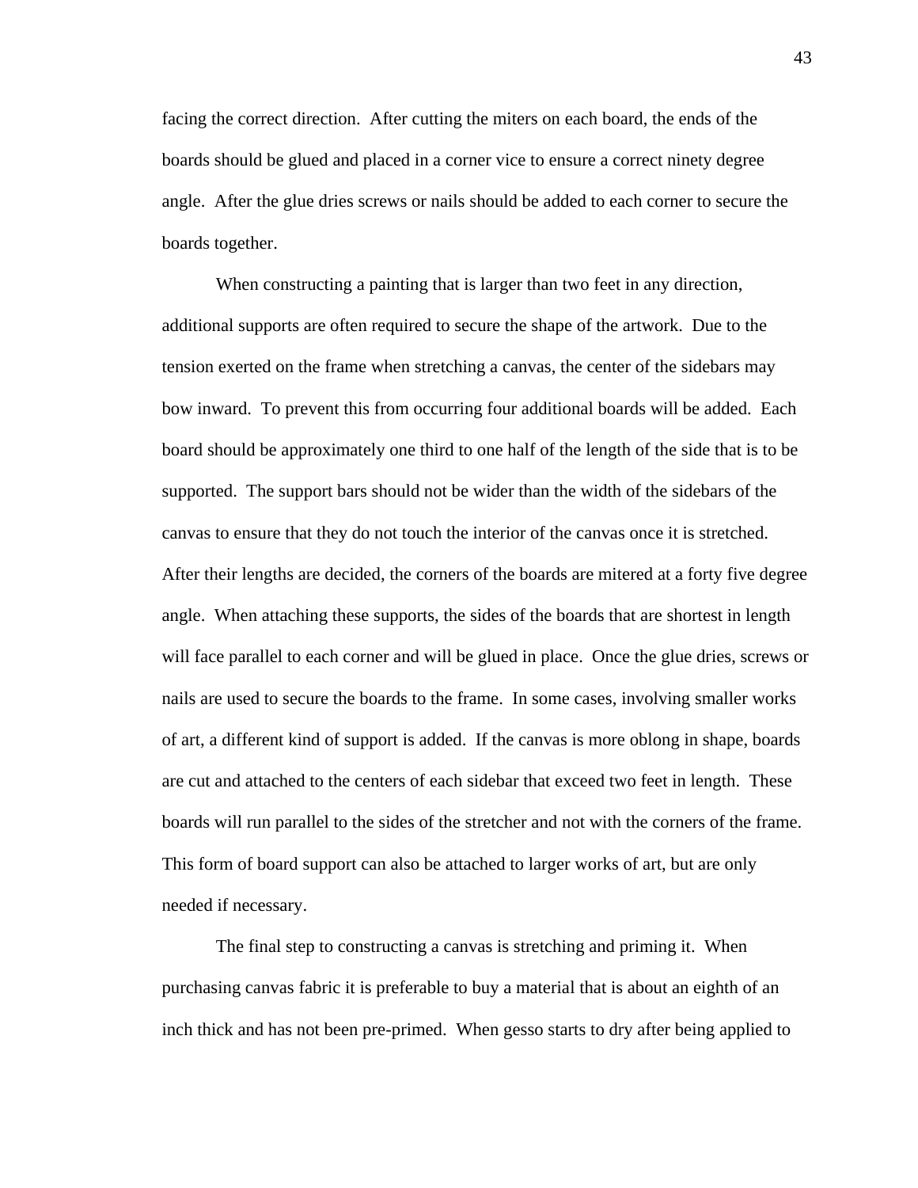facing the correct direction.  After cutting the miters on each board, the ends of the boards should be glued and placed in a corner vice to ensure a correct ninety degree angle.  After the glue dries screws or nails should be added to each corner to secure the boards together.

When constructing a painting that is larger than two feet in any direction, additional supports are often required to secure the shape of the artwork.  Due to the tension exerted on the frame when stretching a canvas, the center of the sidebars may bow inward.  To prevent this from occurring four additional boards will be added.  Each board should be approximately one third to one half of the length of the side that is to be supported.  The support bars should not be wider than the width of the sidebars of the canvas to ensure that they do not touch the interior of the canvas once it is stretched.  After their lengths are decided, the corners of the boards are mitered at a forty five degree angle.  When attaching these supports, the sides of the boards that are shortest in length will face parallel to each corner and will be glued in place.  Once the glue dries, screws or nails are used to secure the boards to the frame.  In some cases, involving smaller works of art, a different kind of support is added.  If the canvas is more oblong in shape, boards are cut and attached to the centers of each sidebar that exceed two feet in length.  These boards will run parallel to the sides of the stretcher and not with the corners of the frame.  This form of board support can also be attached to larger works of art, but are only needed if necessary.

The final step to constructing a canvas is stretching and priming it.  When purchasing canvas fabric it is preferable to buy a material that is about an eighth of an inch thick and has not been pre-primed.  When gesso starts to dry after being applied to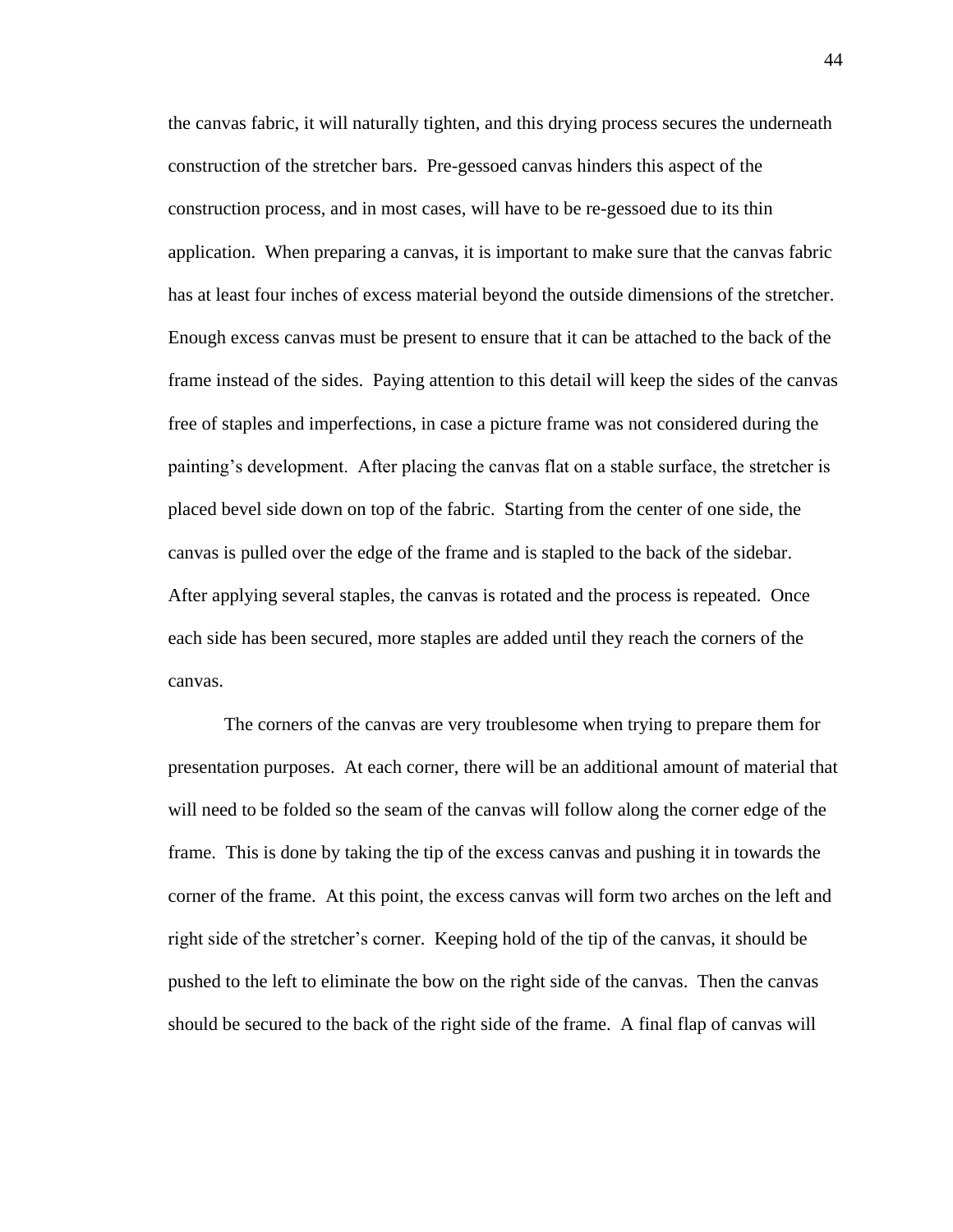the canvas fabric, it will naturally tighten, and this drying process secures the underneath construction of the stretcher bars. Pre-gessoed canvas hinders this aspect of the construction process, and in most cases, will have to be re-gessoed due to its thin application. When preparing a canvas, it is important to make sure that the canvas fabric has at least four inches of excess material beyond the outside dimensions of the stretcher. Enough excess canvas must be present to ensure that it can be attached to the back of the frame instead of the sides. Paying attention to this detail will keep the sides of the canvas free of staples and imperfections, in case a picture frame was not considered during the painting's development. After placing the canvas flat on a stable surface, the stretcher is placed bevel side down on top of the fabric. Starting from the center of one side, the canvas is pulled over the edge of the frame and is stapled to the back of the sidebar. After applying several staples, the canvas is rotated and the process is repeated. Once each side has been secured, more staples are added until they reach the corners of the canvas.

The corners of the canvas are very troublesome when trying to prepare them for presentation purposes. At each corner, there will be an additional amount of material that will need to be folded so the seam of the canvas will follow along the corner edge of the frame. This is done by taking the tip of the excess canvas and pushing it in towards the corner of the frame. At this point, the excess canvas will form two arches on the left and right side of the stretcher's corner. Keeping hold of the tip of the canvas, it should be pushed to the left to eliminate the bow on the right side of the canvas. Then the canvas should be secured to the back of the right side of the frame. A final flap of canvas will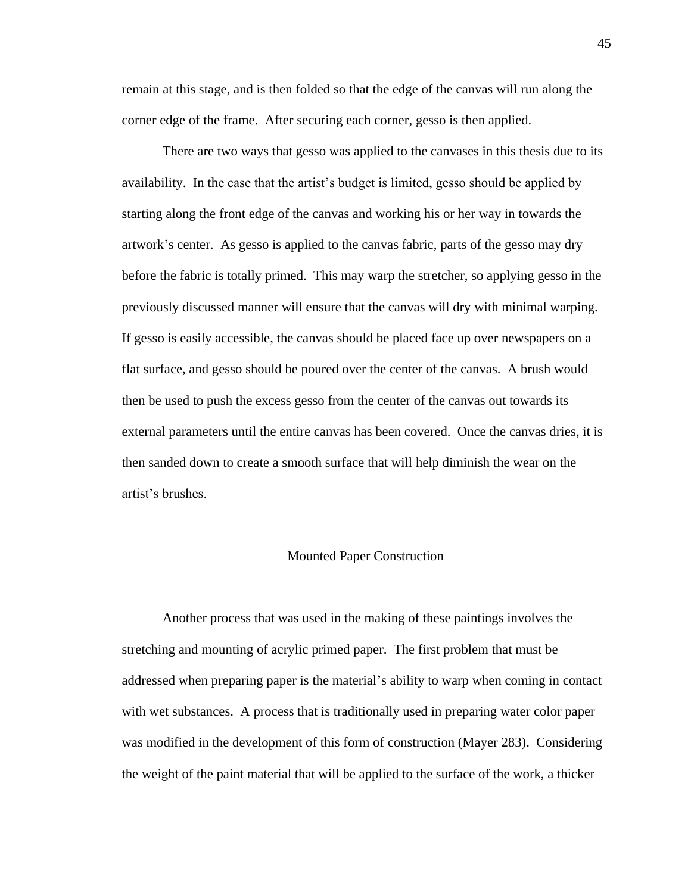remain at this stage, and is then folded so that the edge of the canvas will run along the corner edge of the frame. After securing each corner, gesso is then applied.

There are two ways that gesso was applied to the canvases in this thesis due to its availability. In the case that the artist's budget is limited, gesso should be applied by starting along the front edge of the canvas and working his or her way in towards the artwork's center. As gesso is applied to the canvas fabric, parts of the gesso may dry before the fabric is totally primed. This may warp the stretcher, so applying gesso in the previously discussed manner will ensure that the canvas will dry with minimal warping. If gesso is easily accessible, the canvas should be placed face up over newspapers on a flat surface, and gesso should be poured over the center of the canvas. A brush would then be used to push the excess gesso from the center of the canvas out towards its external parameters until the entire canvas has been covered. Once the canvas dries, it is then sanded down to create a smooth surface that will help diminish the wear on the artist's brushes.

## Mounted Paper Construction

Another process that was used in the making of these paintings involves the stretching and mounting of acrylic primed paper. The first problem that must be addressed when preparing paper is the material's ability to warp when coming in contact with wet substances. A process that is traditionally used in preparing water color paper was modified in the development of this form of construction (Mayer 283). Considering the weight of the paint material that will be applied to the surface of the work, a thicker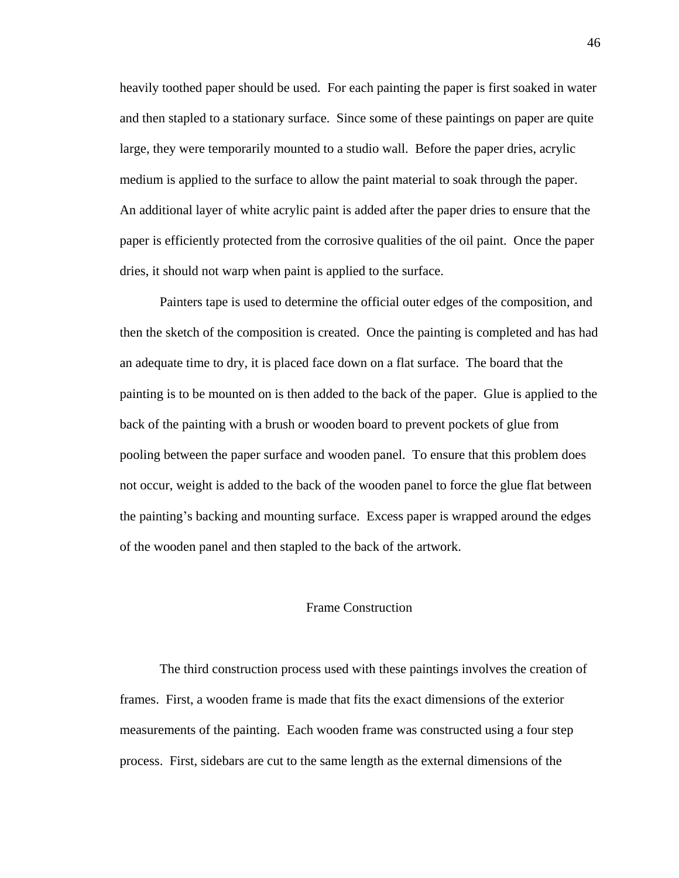heavily toothed paper should be used. For each painting the paper is first soaked in water and then stapled to a stationary surface. Since some of these paintings on paper are quite large, they were temporarily mounted to a studio wall. Before the paper dries, acrylic medium is applied to the surface to allow the paint material to soak through the paper. An additional layer of white acrylic paint is added after the paper dries to ensure that the paper is efficiently protected from the corrosive qualities of the oil paint. Once the paper dries, it should not warp when paint is applied to the surface.

Painters tape is used to determine the official outer edges of the composition, and then the sketch of the composition is created. Once the painting is completed and has had an adequate time to dry, it is placed face down on a flat surface. The board that the painting is to be mounted on is then added to the back of the paper. Glue is applied to the back of the painting with a brush or wooden board to prevent pockets of glue from pooling between the paper surface and wooden panel. To ensure that this problem does not occur, weight is added to the back of the wooden panel to force the glue flat between the painting's backing and mounting surface. Excess paper is wrapped around the edges of the wooden panel and then stapled to the back of the artwork.

## Frame Construction

The third construction process used with these paintings involves the creation of frames. First, a wooden frame is made that fits the exact dimensions of the exterior measurements of the painting. Each wooden frame was constructed using a four step process. First, sidebars are cut to the same length as the external dimensions of the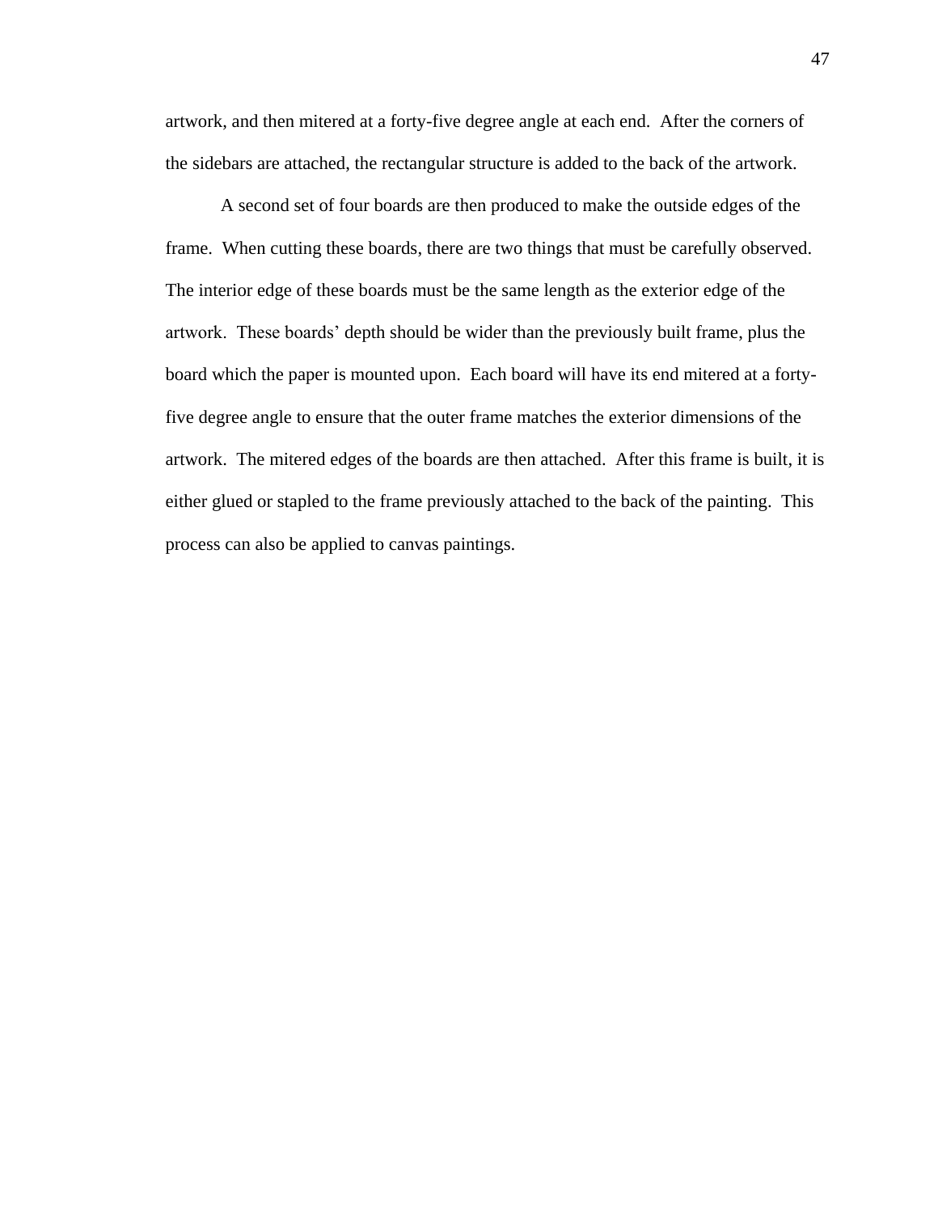artwork, and then mitered at a forty-five degree angle at each end. After the corners of the sidebars are attached, the rectangular structure is added to the back of the artwork.

A second set of four boards are then produced to make the outside edges of the frame. When cutting these boards, there are two things that must be carefully observed. The interior edge of these boards must be the same length as the exterior edge of the artwork. These boards' depth should be wider than the previously built frame, plus the board which the paper is mounted upon. Each board will have its end mitered at a forty-five degree angle to ensure that the outer frame matches the exterior dimensions of the artwork. The mitered edges of the boards are then attached. After this frame is built, it is either glued or stapled to the frame previously attached to the back of the painting. This process can also be applied to canvas paintings.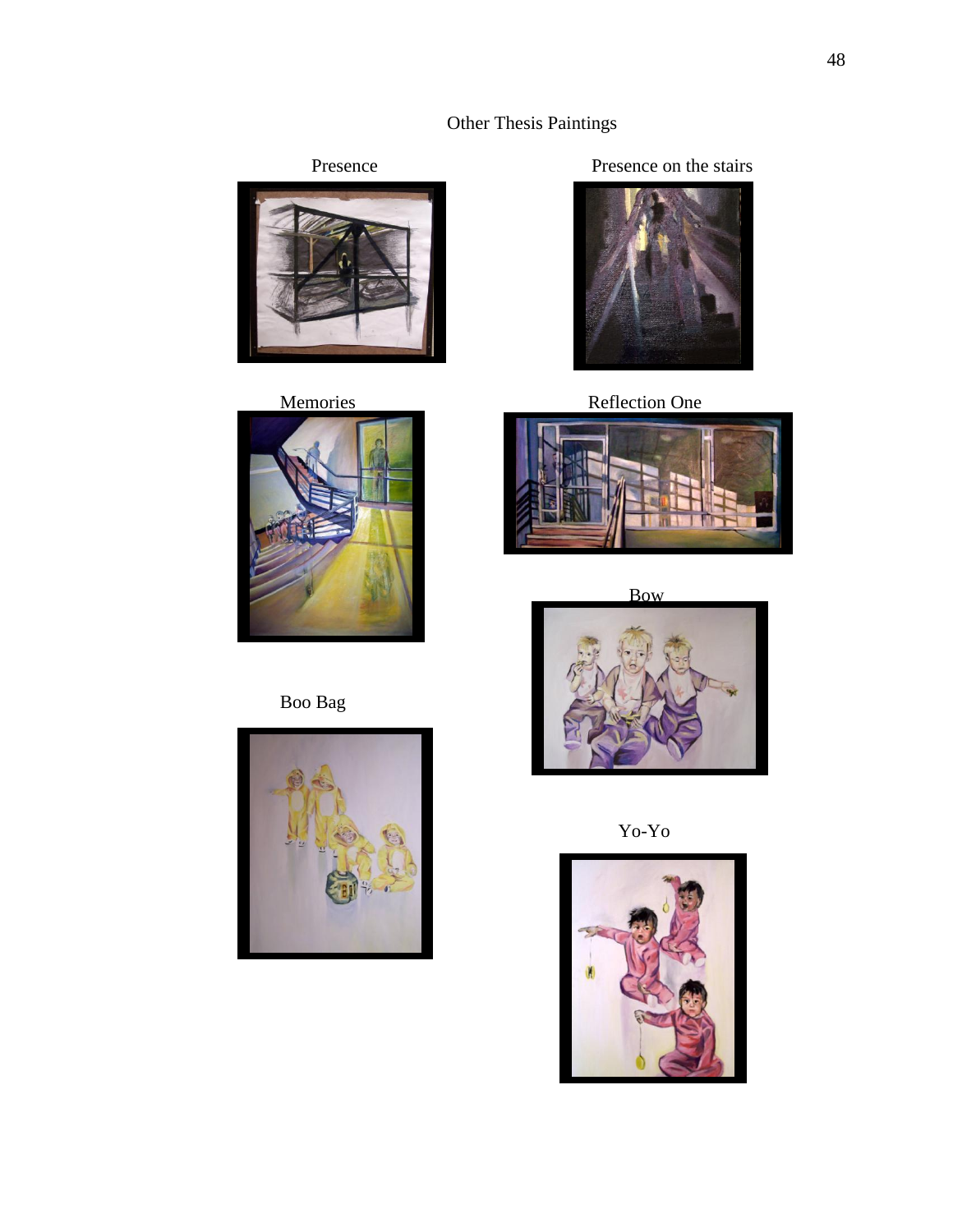Other Thesis Paintings

Presence

Presence on the stairs

Memories

Reflection One

Bow

Boo Bag

Yo-Yo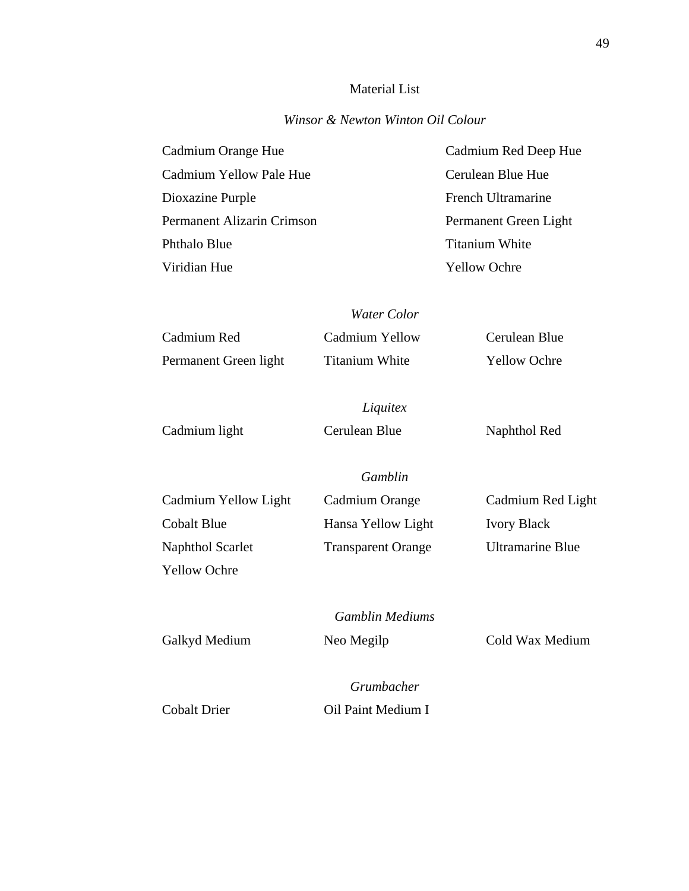# Material List

*Winsor & Newton Winton Oil Colour*

Cadmium Orange Hue
Cadmium Red Deep Hue
Cadmium Yellow Pale Hue
Cerulean Blue Hue
Dioxazine Purple
French Ultramarine
Permanent Alizarin Crimson
Permanent Green Light
Phthalo Blue
Titanium White
Viridian Hue
Yellow Ochre

*Water Color*

Cadmium Red
Cadmium Yellow
Cerulean Blue
Permanent Green light
Titanium White
Yellow Ochre

*Liquitex*

Cadmium light
Cerulean Blue
Naphthol Red

*Gamblin*

Cadmium Yellow Light
Cadmium Orange
Cadmium Red Light
Cobalt Blue
Hansa Yellow Light
Ivory Black
Naphthol Scarlet
Transparent Orange
Ultramarine Blue
Yellow Ochre

*Gamblin Mediums*

Galkyd Medium
Neo Megilp
Cold Wax Medium

*Grumbacher*

Cobalt Drier
Oil Paint Medium I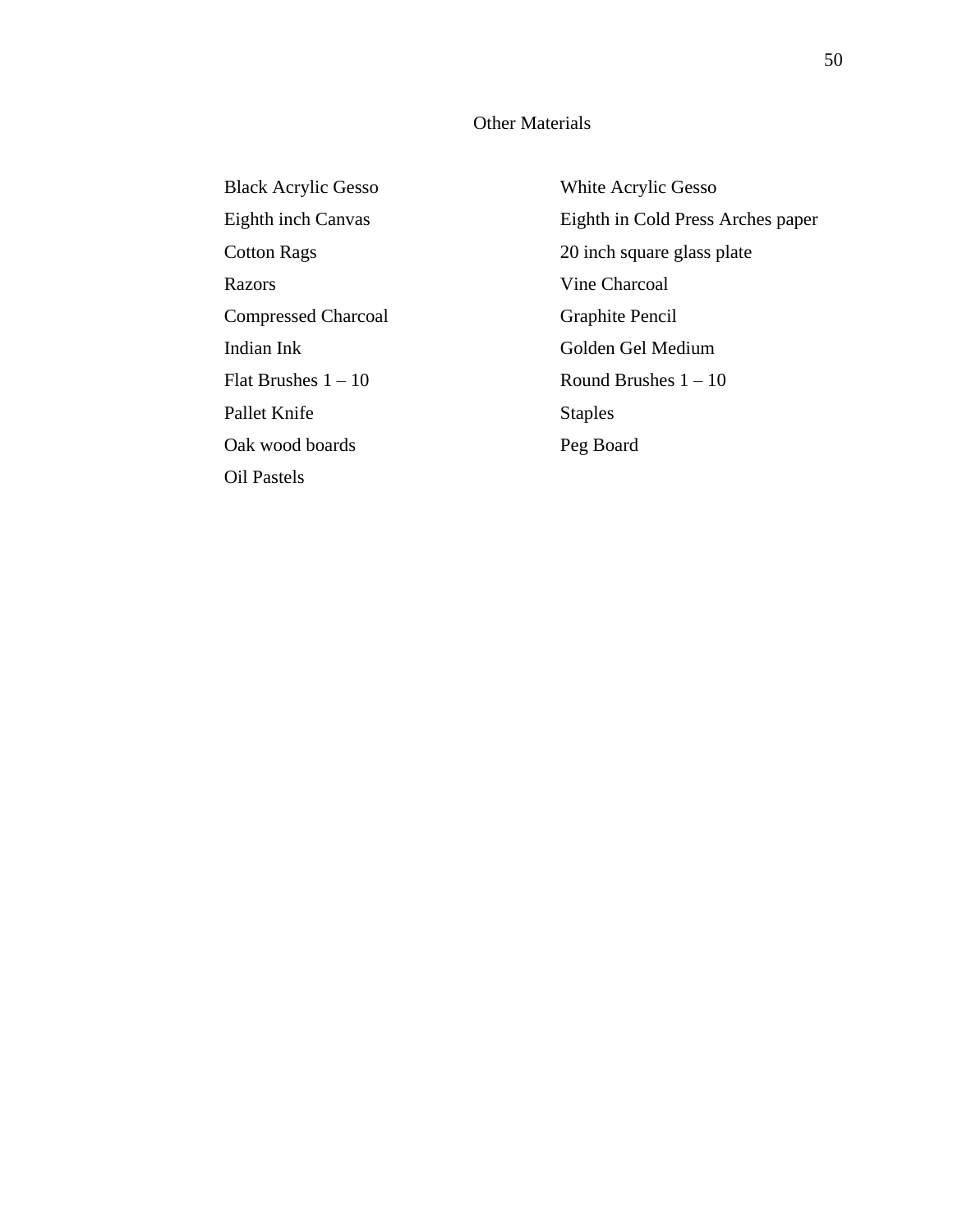## Other Materials

| | |
|---|---|
| Black Acrylic Gesso | White Acrylic Gesso |
| Eighth inch Canvas | Eighth in Cold Press Arches paper |
| Cotton Rags | 20 inch square glass plate |
| Razors | Vine Charcoal |
| Compressed Charcoal | Graphite Pencil |
| Indian Ink | Golden Gel Medium |
| Flat Brushes 1 – 10 | Round Brushes 1 – 10 |
| Pallet Knife | Staples |
| Oak wood boards | Peg Board |
| Oil Pastels | |